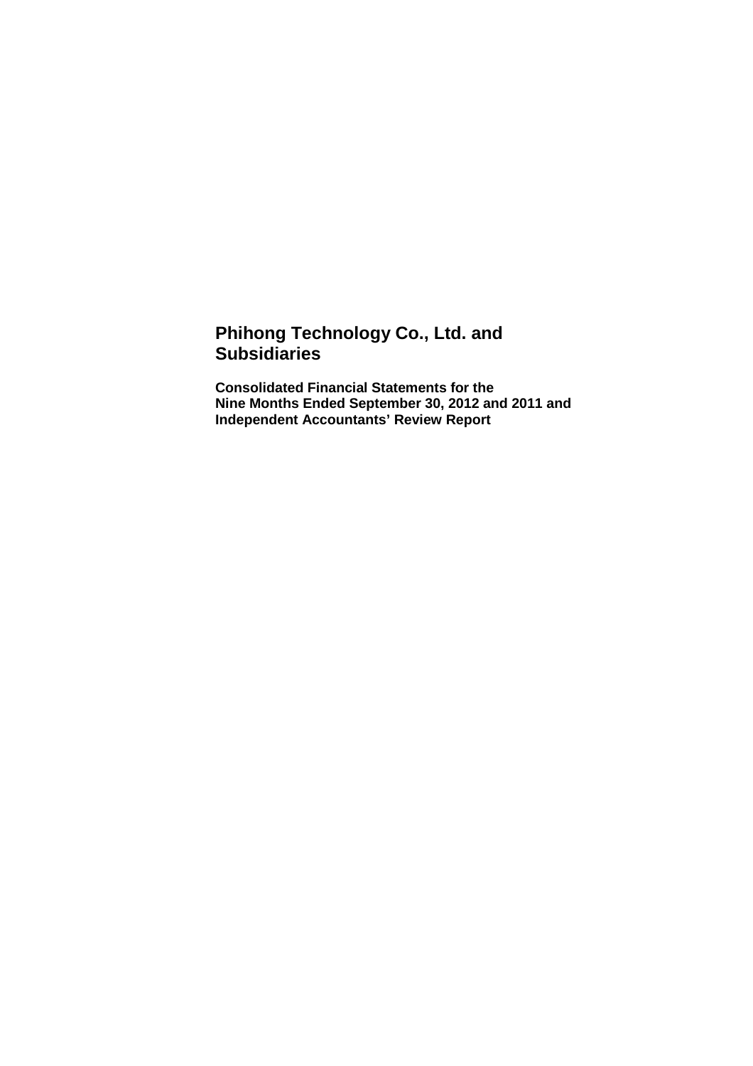# Phihong Technology Co., Ltd. and Subsidiaries

**Consolidated Financial Statements for the Nine Months Ended September 30, 2012 and 2011 and Independent Accountants' Review Report**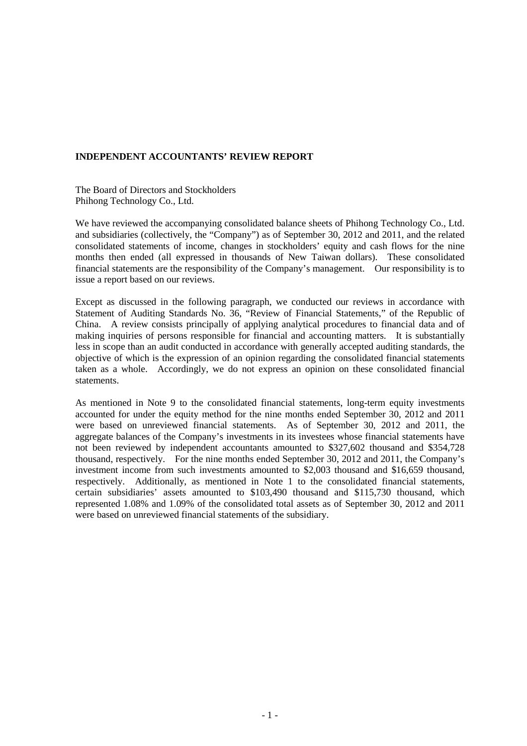**INDEPENDENT ACCOUNTANTS' REVIEW REPORT**

The Board of Directors and Stockholders
Phihong Technology Co., Ltd.

We have reviewed the accompanying consolidated balance sheets of Phihong Technology Co., Ltd. and subsidiaries (collectively, the "Company") as of September 30, 2012 and 2011, and the related consolidated statements of income, changes in stockholders' equity and cash flows for the nine months then ended (all expressed in thousands of New Taiwan dollars). These consolidated financial statements are the responsibility of the Company's management. Our responsibility is to issue a report based on our reviews.

Except as discussed in the following paragraph, we conducted our reviews in accordance with Statement of Auditing Standards No. 36, "Review of Financial Statements," of the Republic of China. A review consists principally of applying analytical procedures to financial data and of making inquiries of persons responsible for financial and accounting matters. It is substantially less in scope than an audit conducted in accordance with generally accepted auditing standards, the objective of which is the expression of an opinion regarding the consolidated financial statements taken as a whole. Accordingly, we do not express an opinion on these consolidated financial statements.

As mentioned in Note 9 to the consolidated financial statements, long-term equity investments accounted for under the equity method for the nine months ended September 30, 2012 and 2011 were based on unreviewed financial statements. As of September 30, 2012 and 2011, the aggregate balances of the Company's investments in its investees whose financial statements have not been reviewed by independent accountants amounted to $327,602 thousand and $354,728 thousand, respectively. For the nine months ended September 30, 2012 and 2011, the Company's investment income from such investments amounted to $2,003 thousand and $16,659 thousand, respectively. Additionally, as mentioned in Note 1 to the consolidated financial statements, certain subsidiaries' assets amounted to $103,490 thousand and $115,730 thousand, which represented 1.08% and 1.09% of the consolidated total assets as of September 30, 2012 and 2011 were based on unreviewed financial statements of the subsidiary.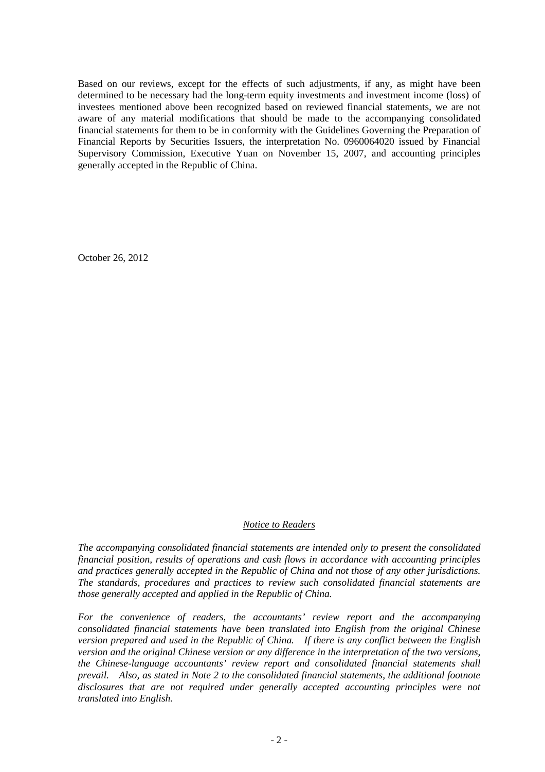Based on our reviews, except for the effects of such adjustments, if any, as might have been determined to be necessary had the long-term equity investments and investment income (loss) of investees mentioned above been recognized based on reviewed financial statements, we are not aware of any material modifications that should be made to the accompanying consolidated financial statements for them to be in conformity with the Guidelines Governing the Preparation of Financial Reports by Securities Issuers, the interpretation No. 0960064020 issued by Financial Supervisory Commission, Executive Yuan on November 15, 2007, and accounting principles generally accepted in the Republic of China.

October 26, 2012

*Notice to Readers*

*The accompanying consolidated financial statements are intended only to present the consolidated financial position, results of operations and cash flows in accordance with accounting principles and practices generally accepted in the Republic of China and not those of any other jurisdictions. The standards, procedures and practices to review such consolidated financial statements are those generally accepted and applied in the Republic of China.*

*For the convenience of readers, the accountants' review report and the accompanying consolidated financial statements have been translated into English from the original Chinese version prepared and used in the Republic of China. If there is any conflict between the English version and the original Chinese version or any difference in the interpretation of the two versions, the Chinese-language accountants' review report and consolidated financial statements shall prevail. Also, as stated in Note 2 to the consolidated financial statements, the additional footnote disclosures that are not required under generally accepted accounting principles were not translated into English.*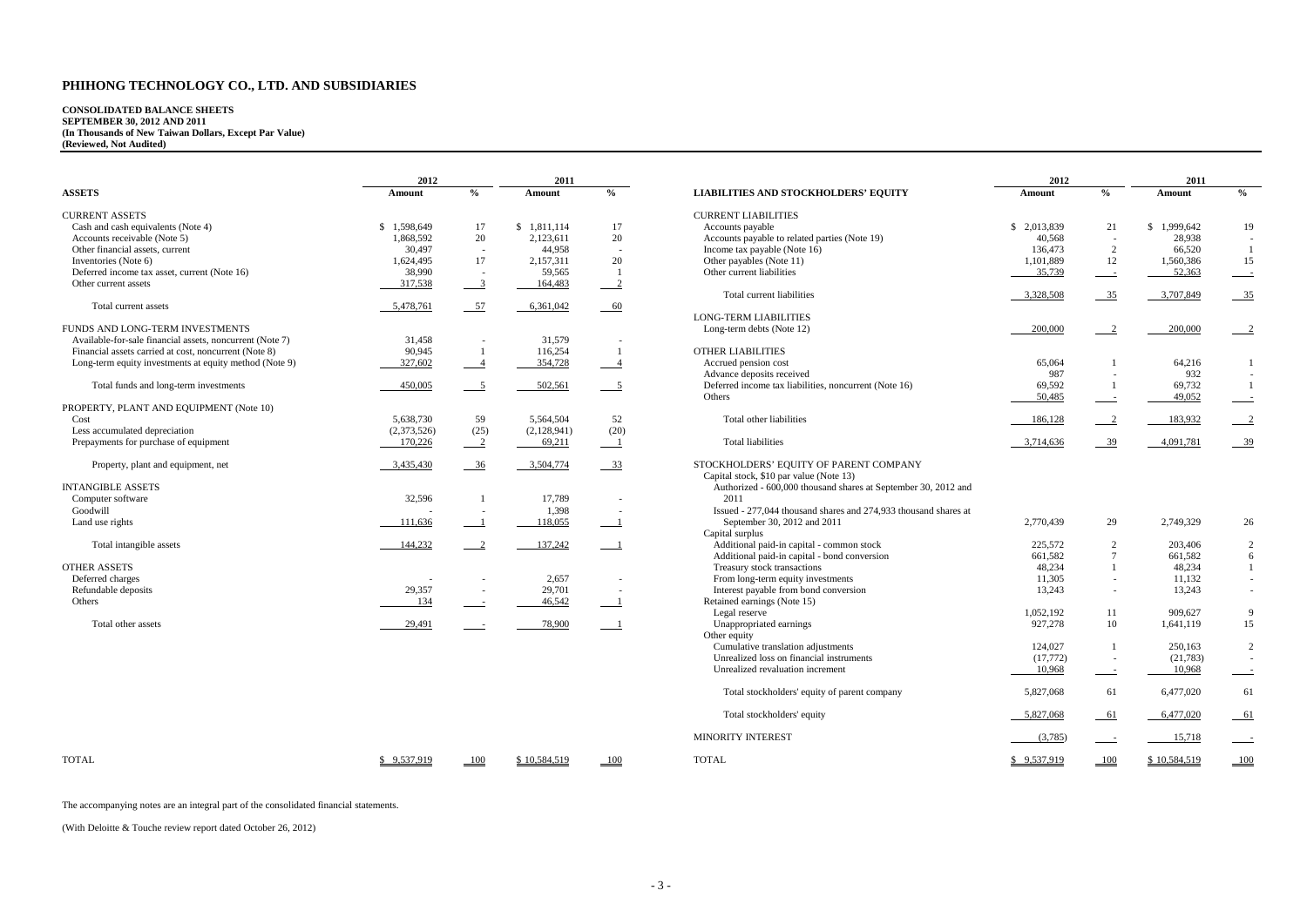# PHIHONG TECHNOLOGY CO., LTD. AND SUBSIDIARIES

**CONSOLIDATED BALANCE SHEETS**
**SEPTEMBER 30, 2012 AND 2011**
**(In Thousands of New Taiwan Dollars, Except Par Value)**
**(Reviewed, Not Audited)**

| ASSETS | 2012 Amount | % | 2011 Amount | % |
|---|---|---|---|---|
| CURRENT ASSETS | | | | |
| Cash and cash equivalents (Note 4) | $ 1,598,649 | 17 | $ 1,811,114 | 17 |
| Accounts receivable (Note 5) | 1,868,592 | 20 | 2,123,611 | 20 |
| Other financial assets, current | 30,497 | - | 44,958 | - |
| Inventories (Note 6) | 1,624,495 | 17 | 2,157,311 | 20 |
| Deferred income tax asset, current (Note 16) | 38,990 | - | 59,565 | 1 |
| Other current assets | 317,538 | 3 | 164,483 | 2 |
| Total current assets | 5,478,761 | 57 | 6,361,042 | 60 |
| FUNDS AND LONG-TERM INVESTMENTS | | | | |
| Available-for-sale financial assets, noncurrent (Note 7) | 31,458 | - | 31,579 | - |
| Financial assets carried at cost, noncurrent (Note 8) | 90,945 | 1 | 116,254 | 1 |
| Long-term equity investments at equity method (Note 9) | 327,602 | 4 | 354,728 | 4 |
| Total funds and long-term investments | 450,005 | 5 | 502,561 | 5 |
| PROPERTY, PLANT AND EQUIPMENT (Note 10) | | | | |
| Cost | 5,638,730 | 59 | 5,564,504 | 52 |
| Less accumulated depreciation | (2,373,526) | (25) | (2,128,941) | (20) |
| Prepayments for purchase of equipment | 170,226 | 2 | 69,211 | 1 |
| Property, plant and equipment, net | 3,435,430 | 36 | 3,504,774 | 33 |
| INTANGIBLE ASSETS | | | | |
| Computer software | 32,596 | 1 | 17,789 | - |
| Goodwill | - | - | 1,398 | - |
| Land use rights | 111,636 | 1 | 118,055 | 1 |
| Total intangible assets | 144,232 | 2 | 137,242 | 1 |
| OTHER ASSETS | | | | |
| Deferred charges | - | - | 2,657 | - |
| Refundable deposits | 29,357 | - | 29,701 | - |
| Others | 134 | - | 46,542 | 1 |
| Total other assets | 29,491 | - | 78,900 | 1 |
| TOTAL | $ 9,537,919 | 100 | $ 10,584,519 | 100 |

| LIABILITIES AND STOCKHOLDERS' EQUITY | 2012 Amount | % | 2011 Amount | % |
|---|---|---|---|---|
| CURRENT LIABILITIES | | | | |
| Accounts payable | $ 2,013,839 | 21 | $ 1,999,642 | 19 |
| Accounts payable to related parties (Note 19) | 40,568 | - | 28,938 | - |
| Income tax payable (Note 16) | 136,473 | 2 | 66,520 | 1 |
| Other payables (Note 11) | 1,101,889 | 12 | 1,560,386 | 15 |
| Other current liabilities | 35,739 | - | 52,363 | - |
| Total current liabilities | 3,328,508 | 35 | 3,707,849 | 35 |
| LONG-TERM LIABILITIES | | | | |
| Long-term debts (Note 12) | 200,000 | 2 | 200,000 | 2 |
| OTHER LIABILITIES | | | | |
| Accrued pension cost | 65,064 | 1 | 64,216 | 1 |
| Advance deposits received | 987 | - | 932 | - |
| Deferred income tax liabilities, noncurrent (Note 16) | 69,592 | 1 | 69,732 | 1 |
| Others | 50,485 | - | 49,052 | - |
| Total other liabilities | 186,128 | 2 | 183,932 | 2 |
| Total liabilities | 3,714,636 | 39 | 4,091,781 | 39 |
| STOCKHOLDERS' EQUITY OF PARENT COMPANY | | | | |
| Capital stock, $10 par value (Note 13) | | | | |
| Authorized - 600,000 thousand shares at September 30, 2012 and 2011 | | | | |
| Issued - 277,044 thousand shares and 274,933 thousand shares at September 30, 2012 and 2011 | 2,770,439 | 29 | 2,749,329 | 26 |
| Capital surplus | | | | |
| Additional paid-in capital - common stock | 225,572 | 2 | 203,406 | 2 |
| Additional paid-in capital - bond conversion | 661,582 | 7 | 661,582 | 6 |
| Treasury stock transactions | 48,234 | 1 | 48,234 | 1 |
| From long-term equity investments | 11,305 | - | 11,132 | - |
| Interest payable from bond conversion | 13,243 | - | 13,243 | - |
| Retained earnings (Note 15) | | | | |
| Legal reserve | 1,052,192 | 11 | 909,627 | 9 |
| Unappropriated earnings | 927,278 | 10 | 1,641,119 | 15 |
| Other equity | | | | |
| Cumulative translation adjustments | 124,027 | 1 | 250,163 | 2 |
| Unrealized loss on financial instruments | (17,772) | - | (21,783) | - |
| Unrealized revaluation increment | 10,968 | - | 10,968 | - |
| Total stockholders' equity of parent company | 5,827,068 | 61 | 6,477,020 | 61 |
| Total stockholders' equity | 5,827,068 | 61 | 6,477,020 | 61 |
| MINORITY INTEREST | (3,785) | - | 15,718 | - |
| TOTAL | $ 9,537,919 | 100 | $ 10,584,519 | 100 |

The accompanying notes are an integral part of the consolidated financial statements.

(With Deloitte & Touche review report dated October 26, 2012)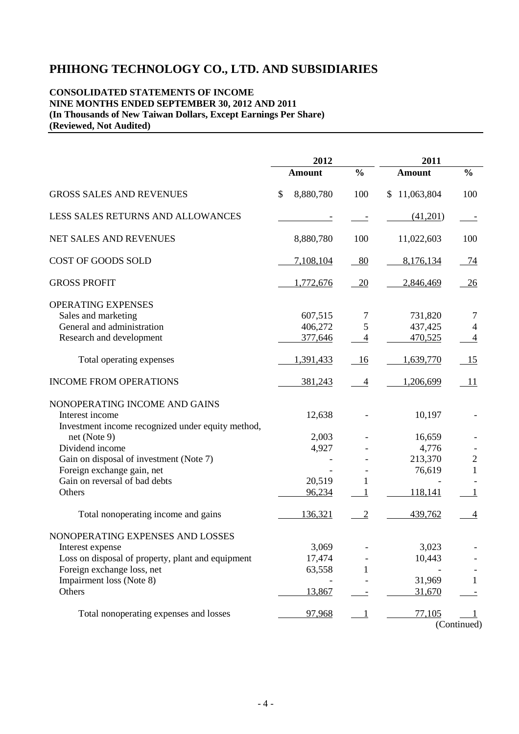# PHIHONG TECHNOLOGY CO., LTD. AND SUBSIDIARIES

**CONSOLIDATED STATEMENTS OF INCOME**
**NINE MONTHS ENDED SEPTEMBER 30, 2012 AND 2011**
**(In Thousands of New Taiwan Dollars, Except Earnings Per Share)**
**(Reviewed, Not Audited)**

| | 2012 | | 2011 | |
|---|---|---|---|---|
| | **Amount** | **%** | **Amount** | **%** |
| GROSS SALES AND REVENUES | $ 8,880,780 | 100 | $ 11,063,804 | 100 |
| LESS SALES RETURNS AND ALLOWANCES | - | - | (41,201) | - |
| NET SALES AND REVENUES | 8,880,780 | 100 | 11,022,603 | 100 |
| COST OF GOODS SOLD | 7,108,104 | 80 | 8,176,134 | 74 |
| GROSS PROFIT | 1,772,676 | 20 | 2,846,469 | 26 |
| OPERATING EXPENSES | | | | |
| Sales and marketing | 607,515 | 7 | 731,820 | 7 |
| General and administration | 406,272 | 5 | 437,425 | 4 |
| Research and development | 377,646 | 4 | 470,525 | 4 |
| Total operating expenses | 1,391,433 | 16 | 1,639,770 | 15 |
| INCOME FROM OPERATIONS | 381,243 | 4 | 1,206,699 | 11 |
| NONOPERATING INCOME AND GAINS | | | | |
| Interest income | 12,638 | - | 10,197 | - |
| Investment income recognized under equity method, net (Note 9) | 2,003 | - | 16,659 | - |
| Dividend income | 4,927 | - | 4,776 | - |
| Gain on disposal of investment (Note 7) | - | - | 213,370 | 2 |
| Foreign exchange gain, net | - | - | 76,619 | 1 |
| Gain on reversal of bad debts | 20,519 | 1 | - | - |
| Others | 96,234 | 1 | 118,141 | 1 |
| Total nonoperating income and gains | 136,321 | 2 | 439,762 | 4 |
| NONOPERATING EXPENSES AND LOSSES | | | | |
| Interest expense | 3,069 | - | 3,023 | - |
| Loss on disposal of property, plant and equipment | 17,474 | - | 10,443 | - |
| Foreign exchange loss, net | 63,558 | 1 | - | - |
| Impairment loss (Note 8) | - | - | 31,969 | 1 |
| Others | 13,867 | - | 31,670 | - |
| Total nonoperating expenses and losses | 97,968 | 1 | 77,105 | 1 |

(Continued)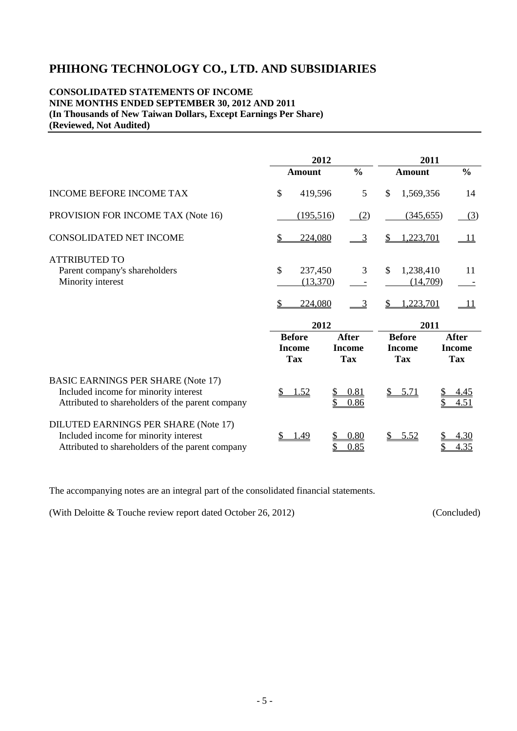# PHIHONG TECHNOLOGY CO., LTD. AND SUBSIDIARIES

**CONSOLIDATED STATEMENTS OF INCOME**
**NINE MONTHS ENDED SEPTEMBER 30, 2012 AND 2011**
**(In Thousands of New Taiwan Dollars, Except Earnings Per Share)**
**(Reviewed, Not Audited)**

| | 2012 | | 2011 | |
|---|---|---|---|---|
| | **Amount** | **%** | **Amount** | **%** |
| INCOME BEFORE INCOME TAX | $ 419,596 | 5 | $ 1,569,356 | 14 |
| PROVISION FOR INCOME TAX (Note 16) | (195,516) | (2) | (345,655) | (3) |
| CONSOLIDATED NET INCOME | $ 224,080 | 3 | $ 1,223,701 | 11 |
| ATTRIBUTED TO | | | | |
| Parent company's shareholders | $ 237,450 | 3 | $ 1,238,410 | 11 |
| Minority interest | (13,370) | - | (14,709) | - |
| | $ 224,080 | 3 | $ 1,223,701 | 11 |

| | 2012 | | 2011 | |
|---|---|---|---|---|
| | **Before Income Tax** | **After Income Tax** | **Before Income Tax** | **After Income Tax** |
| BASIC EARNINGS PER SHARE (Note 17) | | | | |
| Included income for minority interest | $ 1.52 | $ 0.81 | $ 5.71 | $ 4.45 |
| Attributed to shareholders of the parent company | | $ 0.86 | | $ 4.51 |
| DILUTED EARNINGS PER SHARE (Note 17) | | | | |
| Included income for minority interest | $ 1.49 | $ 0.80 | $ 5.52 | $ 4.30 |
| Attributed to shareholders of the parent company | | $ 0.85 | | $ 4.35 |

The accompanying notes are an integral part of the consolidated financial statements.

(With Deloitte & Touche review report dated October 26, 2012) (Concluded)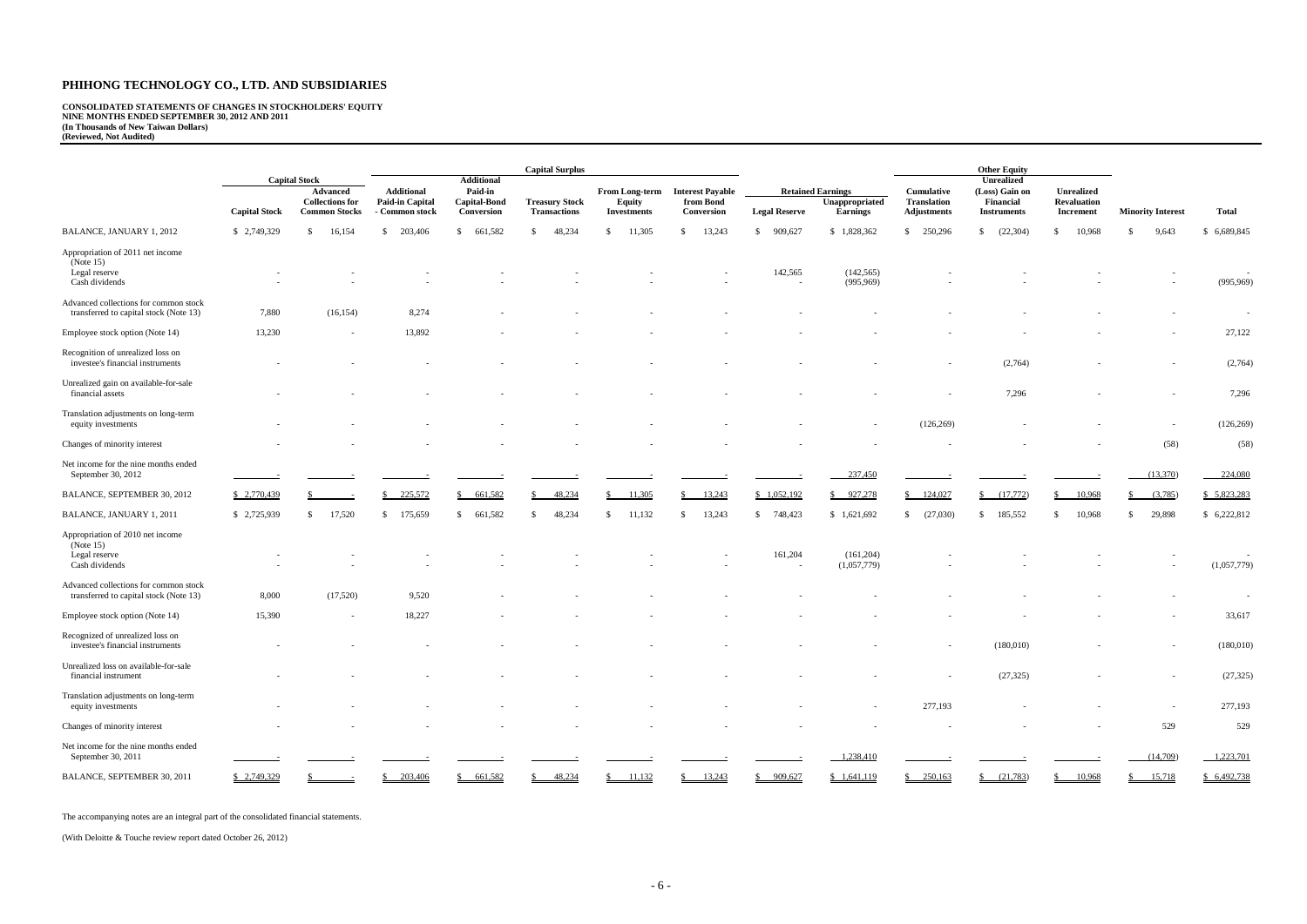# PHIHONG TECHNOLOGY CO., LTD. AND SUBSIDIARIES

**CONSOLIDATED STATEMENTS OF CHANGES IN STOCKHOLDERS' EQUITY**
**NINE MONTHS ENDED SEPTEMBER 30, 2012 AND 2011**
**(In Thousands of New Taiwan Dollars)**
**(Reviewed, Not Audited)**

| | Capital Stock | | Capital Surplus | | | | | Retained Earnings | | Other Equity | | | | |
|---|---|---|---|---|---|---|---|---|---|---|---|---|---|---|
| | Capital Stock | Advanced Collections for Common Stocks | Additional Paid-in Capital - Common stock | Additional Paid-in Capital-Bond Conversion | Treasury Stock Transactions | From Long-term Equity Investments | Interest Payable from Bond Conversion | Legal Reserve | Unappropriated Earnings | Cumulative Translation Adjustments | Unrealized (Loss) Gain on Financial Instruments | Unrealized Revaluation Increment | Minority Interest | Total |
| BALANCE, JANUARY 1, 2012 | $ 2,749,329 | $ 16,154 | $ 203,406 | $ 661,582 | $ 48,234 | $ 11,305 | $ 13,243 | $ 909,627 | $ 1,828,362 | $ 250,296 | $ (22,304) | $ 10,968 | $ 9,643 | $ 6,689,845 |
| Appropriation of 2011 net income (Note 15) | | | | | | | | | | | | | | |
| Legal reserve | - | - | - | - | - | - | - | 142,565 | (142,565) | - | - | - | - | - |
| Cash dividends | - | - | - | - | - | - | - | - | (995,969) | - | - | - | - | (995,969) |
| Advanced collections for common stock transferred to capital stock (Note 13) | 7,880 | (16,154) | 8,274 | - | - | - | - | - | - | - | - | - | - | - |
| Employee stock option (Note 14) | 13,230 | - | 13,892 | - | - | - | - | - | - | - | - | - | - | 27,122 |
| Recognition of unrealized loss on investee's financial instruments | - | - | - | - | - | - | - | - | - | - | (2,764) | - | - | (2,764) |
| Unrealized gain on available-for-sale financial assets | - | - | - | - | - | - | - | - | - | - | 7,296 | - | - | 7,296 |
| Translation adjustments on long-term equity investments | - | - | - | - | - | - | - | - | - | (126,269) | - | - | - | (126,269) |
| Changes of minority interest | - | - | - | - | - | - | - | - | - | - | - | - | (58) | (58) |
| Net income for the nine months ended September 30, 2012 | - | - | - | - | - | - | - | - | 237,450 | - | - | - | (13,370) | 224,080 |
| BALANCE, SEPTEMBER 30, 2012 | $ 2,770,439 | $ - | $ 225,572 | $ 661,582 | $ 48,234 | $ 11,305 | $ 13,243 | $ 1,052,192 | $ 927,278 | $ 124,027 | $ (17,772) | $ 10,968 | $ (3,785) | $ 5,823,283 |
| BALANCE, JANUARY 1, 2011 | $ 2,725,939 | $ 17,520 | $ 175,659 | $ 661,582 | $ 48,234 | $ 11,132 | $ 13,243 | $ 748,423 | $ 1,621,692 | $ (27,030) | $ 185,552 | $ 10,968 | $ 29,898 | $ 6,222,812 |
| Appropriation of 2010 net income (Note 15) | | | | | | | | | | | | | | |
| Legal reserve | - | - | - | - | - | - | - | 161,204 | (161,204) | - | - | - | - | - |
| Cash dividends | - | - | - | - | - | - | - | - | (1,057,779) | - | - | - | - | (1,057,779) |
| Advanced collections for common stock transferred to capital stock (Note 13) | 8,000 | (17,520) | 9,520 | - | - | - | - | - | - | - | - | - | - | - |
| Employee stock option (Note 14) | 15,390 | - | 18,227 | - | - | - | - | - | - | - | - | - | - | 33,617 |
| Recognized of unrealized loss on investee's financial instruments | - | - | - | - | - | - | - | - | - | - | (180,010) | - | - | (180,010) |
| Unrealized loss on available-for-sale financial instrument | - | - | - | - | - | - | - | - | - | - | (27,325) | - | - | (27,325) |
| Translation adjustments on long-term equity investments | - | - | - | - | - | - | - | - | - | 277,193 | - | - | - | 277,193 |
| Changes of minority interest | - | - | - | - | - | - | - | - | - | - | - | - | 529 | 529 |
| Net income for the nine months ended September 30, 2011 | - | - | - | - | - | - | - | - | 1,238,410 | - | - | - | (14,709) | 1,223,701 |
| BALANCE, SEPTEMBER 30, 2011 | $ 2,749,329 | $ - | $ 203,406 | $ 661,582 | $ 48,234 | $ 11,132 | $ 13,243 | $ 909,627 | $ 1,641,119 | $ 250,163 | $ (21,783) | $ 10,968 | $ 15,718 | $ 6,492,738 |

The accompanying notes are an integral part of the consolidated financial statements.

(With Deloitte & Touche review report dated October 26, 2012)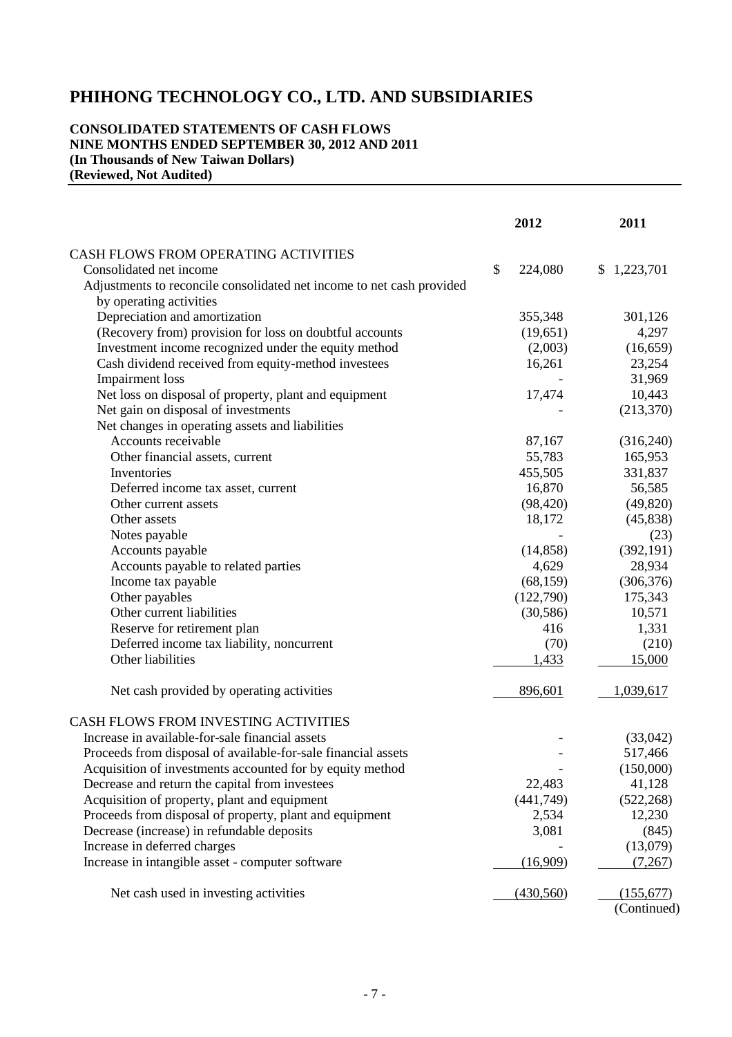# PHIHONG TECHNOLOGY CO., LTD. AND SUBSIDIARIES

**CONSOLIDATED STATEMENTS OF CASH FLOWS**
**NINE MONTHS ENDED SEPTEMBER 30, 2012 AND 2011**
**(In Thousands of New Taiwan Dollars)**
**(Reviewed, Not Audited)**

| | 2012 | 2011 |
|---|---|---|
| CASH FLOWS FROM OPERATING ACTIVITIES | | |
| Consolidated net income | $ 224,080 | $ 1,223,701 |
| Adjustments to reconcile consolidated net income to net cash provided by operating activities | | |
| Depreciation and amortization | 355,348 | 301,126 |
| (Recovery from) provision for loss on doubtful accounts | (19,651) | 4,297 |
| Investment income recognized under the equity method | (2,003) | (16,659) |
| Cash dividend received from equity-method investees | 16,261 | 23,254 |
| Impairment loss | - | 31,969 |
| Net loss on disposal of property, plant and equipment | 17,474 | 10,443 |
| Net gain on disposal of investments | - | (213,370) |
| Net changes in operating assets and liabilities | | |
| Accounts receivable | 87,167 | (316,240) |
| Other financial assets, current | 55,783 | 165,953 |
| Inventories | 455,505 | 331,837 |
| Deferred income tax asset, current | 16,870 | 56,585 |
| Other current assets | (98,420) | (49,820) |
| Other assets | 18,172 | (45,838) |
| Notes payable | - | (23) |
| Accounts payable | (14,858) | (392,191) |
| Accounts payable to related parties | 4,629 | 28,934 |
| Income tax payable | (68,159) | (306,376) |
| Other payables | (122,790) | 175,343 |
| Other current liabilities | (30,586) | 10,571 |
| Reserve for retirement plan | 416 | 1,331 |
| Deferred income tax liability, noncurrent | (70) | (210) |
| Other liabilities | 1,433 | 15,000 |
| Net cash provided by operating activities | 896,601 | 1,039,617 |
| CASH FLOWS FROM INVESTING ACTIVITIES | | |
| Increase in available-for-sale financial assets | - | (33,042) |
| Proceeds from disposal of available-for-sale financial assets | - | 517,466 |
| Acquisition of investments accounted for by equity method | - | (150,000) |
| Decrease and return the capital from investees | 22,483 | 41,128 |
| Acquisition of property, plant and equipment | (441,749) | (522,268) |
| Proceeds from disposal of property, plant and equipment | 2,534 | 12,230 |
| Decrease (increase) in refundable deposits | 3,081 | (845) |
| Increase in deferred charges | - | (13,079) |
| Increase in intangible asset - computer software | (16,909) | (7,267) |
| Net cash used in investing activities | (430,560) | (155,677) |

(Continued)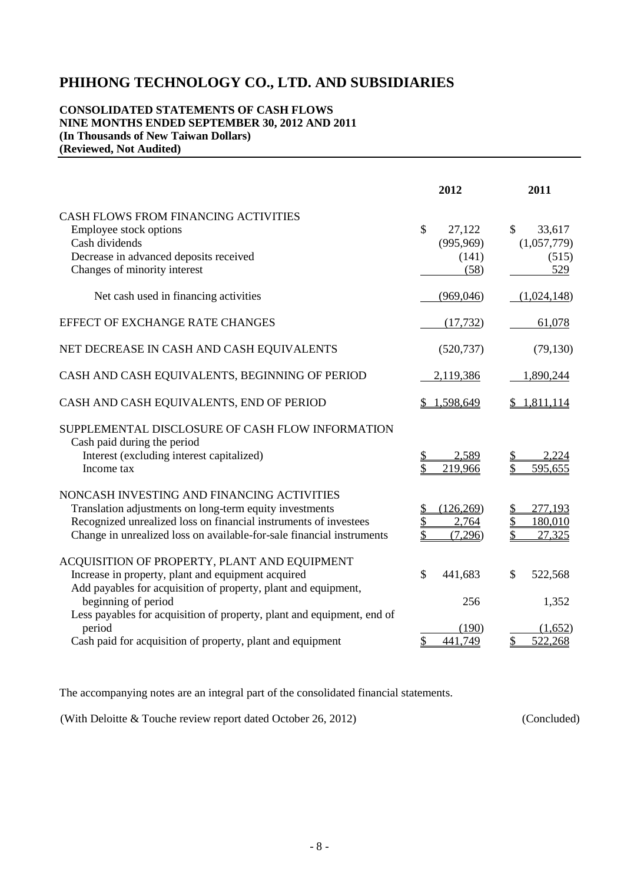# PHIHONG TECHNOLOGY CO., LTD. AND SUBSIDIARIES

**CONSOLIDATED STATEMENTS OF CASH FLOWS**
**NINE MONTHS ENDED SEPTEMBER 30, 2012 AND 2011**
**(In Thousands of New Taiwan Dollars)**
**(Reviewed, Not Audited)**

| | 2012 | 2011 |
|---|---|---|
| CASH FLOWS FROM FINANCING ACTIVITIES | | |
| Employee stock options | $ 27,122 | $ 33,617 |
| Cash dividends | (995,969) | (1,057,779) |
| Decrease in advanced deposits received | (141) | (515) |
| Changes of minority interest | (58) | 529 |
| Net cash used in financing activities | (969,046) | (1,024,148) |
| EFFECT OF EXCHANGE RATE CHANGES | (17,732) | 61,078 |
| NET DECREASE IN CASH AND CASH EQUIVALENTS | (520,737) | (79,130) |
| CASH AND CASH EQUIVALENTS, BEGINNING OF PERIOD | 2,119,386 | 1,890,244 |
| CASH AND CASH EQUIVALENTS, END OF PERIOD | $ 1,598,649 | $ 1,811,114 |
| SUPPLEMENTAL DISCLOSURE OF CASH FLOW INFORMATION | | |
| Cash paid during the period | | |
| Interest (excluding interest capitalized) | $ 2,589 | $ 2,224 |
| Income tax | $ 219,966 | $ 595,655 |
| NONCASH INVESTING AND FINANCING ACTIVITIES | | |
| Translation adjustments on long-term equity investments | $ (126,269) | $ 277,193 |
| Recognized unrealized loss on financial instruments of investees | $ 2,764 | $ 180,010 |
| Change in unrealized loss on available-for-sale financial instruments | $ (7,296) | $ 27,325 |
| ACQUISITION OF PROPERTY, PLANT AND EQUIPMENT | | |
| Increase in property, plant and equipment acquired | $ 441,683 | $ 522,568 |
| Add payables for acquisition of property, plant and equipment, beginning of period | 256 | 1,352 |
| Less payables for acquisition of property, plant and equipment, end of period | (190) | (1,652) |
| Cash paid for acquisition of property, plant and equipment | $ 441,749 | $ 522,268 |

The accompanying notes are an integral part of the consolidated financial statements.

(With Deloitte & Touche review report dated October 26, 2012) (Concluded)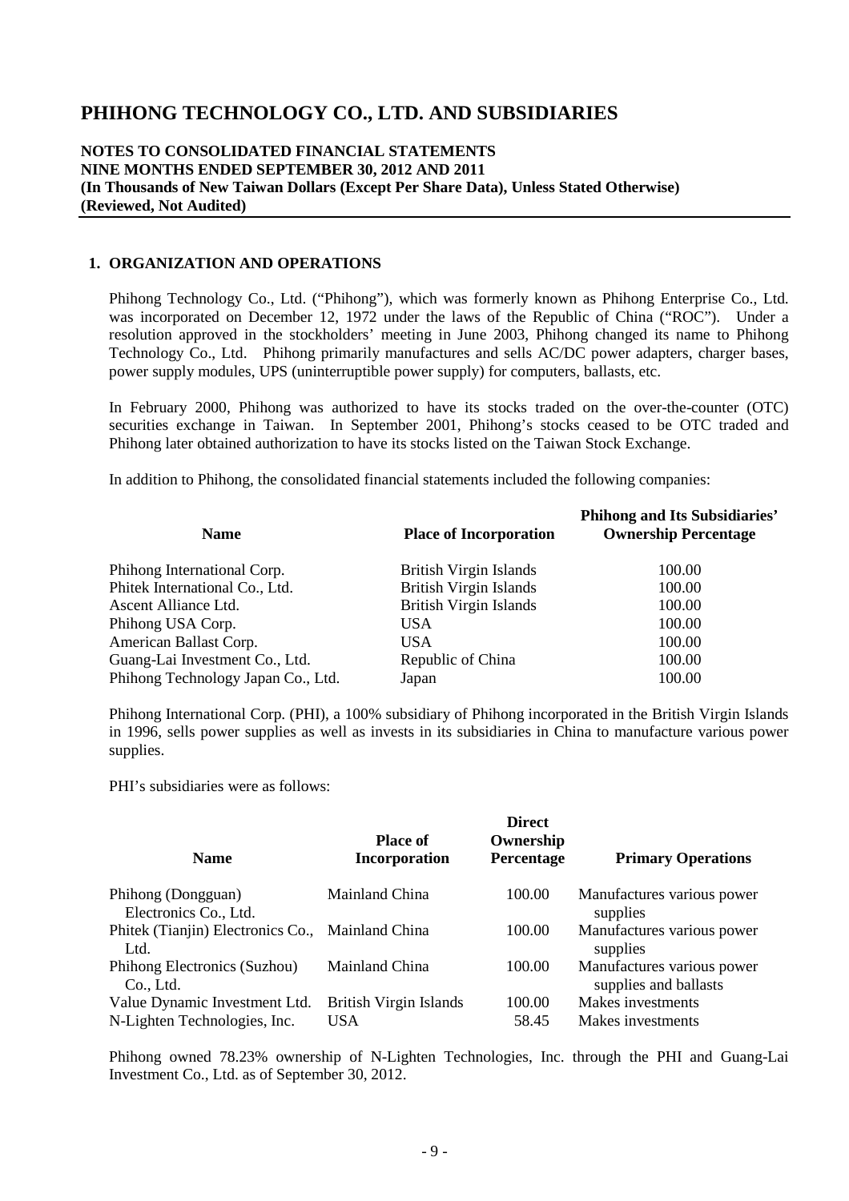# PHIHONG TECHNOLOGY CO., LTD. AND SUBSIDIARIES

**NOTES TO CONSOLIDATED FINANCIAL STATEMENTS**
**NINE MONTHS ENDED SEPTEMBER 30, 2012 AND 2011**
**(In Thousands of New Taiwan Dollars (Except Per Share Data), Unless Stated Otherwise)**
**(Reviewed, Not Audited)**

## 1. ORGANIZATION AND OPERATIONS

Phihong Technology Co., Ltd. ("Phihong"), which was formerly known as Phihong Enterprise Co., Ltd. was incorporated on December 12, 1972 under the laws of the Republic of China ("ROC"). Under a resolution approved in the stockholders' meeting in June 2003, Phihong changed its name to Phihong Technology Co., Ltd. Phihong primarily manufactures and sells AC/DC power adapters, charger bases, power supply modules, UPS (uninterruptible power supply) for computers, ballasts, etc.

In February 2000, Phihong was authorized to have its stocks traded on the over-the-counter (OTC) securities exchange in Taiwan. In September 2001, Phihong's stocks ceased to be OTC traded and Phihong later obtained authorization to have its stocks listed on the Taiwan Stock Exchange.

In addition to Phihong, the consolidated financial statements included the following companies:

| Name | Place of Incorporation | Phihong and Its Subsidiaries' Ownership Percentage |
|---|---|---|
| Phihong International Corp. | British Virgin Islands | 100.00 |
| Phitek International Co., Ltd. | British Virgin Islands | 100.00 |
| Ascent Alliance Ltd. | British Virgin Islands | 100.00 |
| Phihong USA Corp. | USA | 100.00 |
| American Ballast Corp. | USA | 100.00 |
| Guang-Lai Investment Co., Ltd. | Republic of China | 100.00 |
| Phihong Technology Japan Co., Ltd. | Japan | 100.00 |

Phihong International Corp. (PHI), a 100% subsidiary of Phihong incorporated in the British Virgin Islands in 1996, sells power supplies as well as invests in its subsidiaries in China to manufacture various power supplies.

PHI's subsidiaries were as follows:

| Name | Place of Incorporation | Direct Ownership Percentage | Primary Operations |
|---|---|---|---|
| Phihong (Dongguan) Electronics Co., Ltd. | Mainland China | 100.00 | Manufactures various power supplies |
| Phitek (Tianjin) Electronics Co., Ltd. | Mainland China | 100.00 | Manufactures various power supplies |
| Phihong Electronics (Suzhou) Co., Ltd. | Mainland China | 100.00 | Manufactures various power supplies and ballasts |
| Value Dynamic Investment Ltd. | British Virgin Islands | 100.00 | Makes investments |
| N-Lighten Technologies, Inc. | USA | 58.45 | Makes investments |

Phihong owned 78.23% ownership of N-Lighten Technologies, Inc. through the PHI and Guang-Lai Investment Co., Ltd. as of September 30, 2012.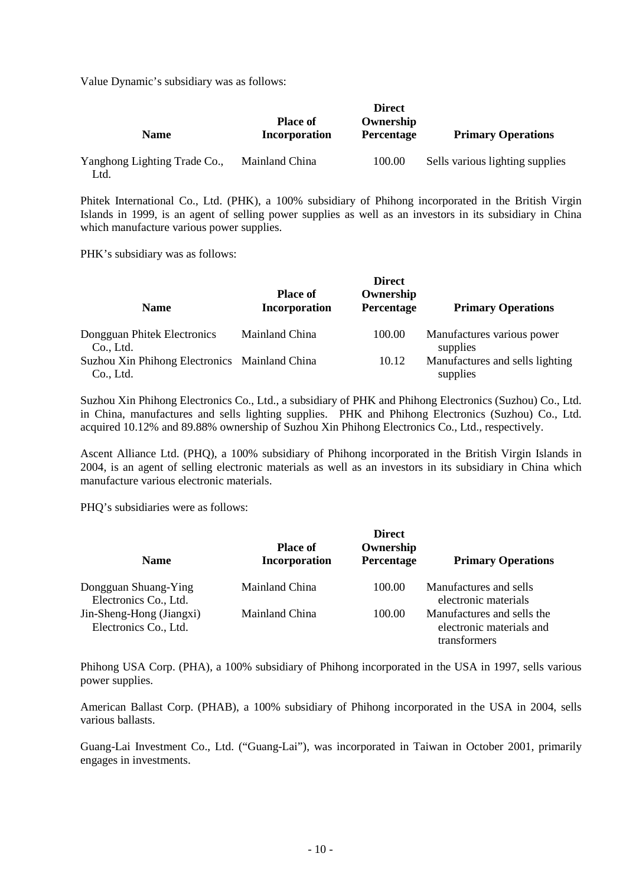Value Dynamic's subsidiary was as follows:

| Name | Place of Incorporation | Direct Ownership Percentage | Primary Operations |
|---|---|---|---|
| Yanghong Lighting Trade Co., Ltd. | Mainland China | 100.00 | Sells various lighting supplies |

Phitek International Co., Ltd. (PHK), a 100% subsidiary of Phihong incorporated in the British Virgin Islands in 1999, is an agent of selling power supplies as well as an investors in its subsidiary in China which manufacture various power supplies.

PHK's subsidiary was as follows:

| Name | Place of Incorporation | Direct Ownership Percentage | Primary Operations |
|---|---|---|---|
| Dongguan Phitek Electronics Co., Ltd. | Mainland China | 100.00 | Manufactures various power supplies |
| Suzhou Xin Phihong Electronics Co., Ltd. | Mainland China | 10.12 | Manufactures and sells lighting supplies |

Suzhou Xin Phihong Electronics Co., Ltd., a subsidiary of PHK and Phihong Electronics (Suzhou) Co., Ltd. in China, manufactures and sells lighting supplies. PHK and Phihong Electronics (Suzhou) Co., Ltd. acquired 10.12% and 89.88% ownership of Suzhou Xin Phihong Electronics Co., Ltd., respectively.

Ascent Alliance Ltd. (PHQ), a 100% subsidiary of Phihong incorporated in the British Virgin Islands in 2004, is an agent of selling electronic materials as well as an investors in its subsidiary in China which manufacture various electronic materials.

PHQ's subsidiaries were as follows:

| Name | Place of Incorporation | Direct Ownership Percentage | Primary Operations |
|---|---|---|---|
| Dongguan Shuang-Ying Electronics Co., Ltd. | Mainland China | 100.00 | Manufactures and sells electronic materials |
| Jin-Sheng-Hong (Jiangxi) Electronics Co., Ltd. | Mainland China | 100.00 | Manufactures and sells the electronic materials and transformers |

Phihong USA Corp. (PHA), a 100% subsidiary of Phihong incorporated in the USA in 1997, sells various power supplies.

American Ballast Corp. (PHAB), a 100% subsidiary of Phihong incorporated in the USA in 2004, sells various ballasts.

Guang-Lai Investment Co., Ltd. ("Guang-Lai"), was incorporated in Taiwan in October 2001, primarily engages in investments.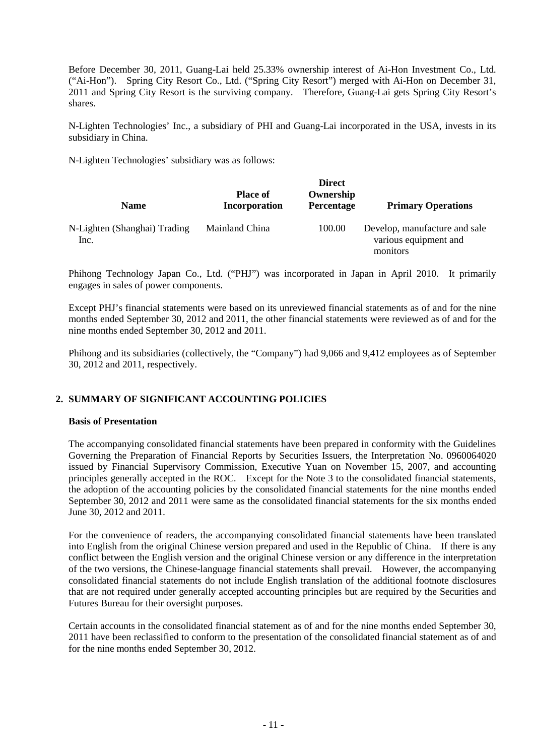Before December 30, 2011, Guang-Lai held 25.33% ownership interest of Ai-Hon Investment Co., Ltd. ("Ai-Hon"). Spring City Resort Co., Ltd. ("Spring City Resort") merged with Ai-Hon on December 31, 2011 and Spring City Resort is the surviving company. Therefore, Guang-Lai gets Spring City Resort's shares.

N-Lighten Technologies' Inc., a subsidiary of PHI and Guang-Lai incorporated in the USA, invests in its subsidiary in China.

N-Lighten Technologies' subsidiary was as follows:

| Name | Place of Incorporation | Direct Ownership Percentage | Primary Operations |
|---|---|---|---|
| N-Lighten (Shanghai) Trading Inc. | Mainland China | 100.00 | Develop, manufacture and sale various equipment and monitors |

Phihong Technology Japan Co., Ltd. ("PHJ") was incorporated in Japan in April 2010. It primarily engages in sales of power components.

Except PHJ's financial statements were based on its unreviewed financial statements as of and for the nine months ended September 30, 2012 and 2011, the other financial statements were reviewed as of and for the nine months ended September 30, 2012 and 2011.

Phihong and its subsidiaries (collectively, the "Company") had 9,066 and 9,412 employees as of September 30, 2012 and 2011, respectively.

## 2. SUMMARY OF SIGNIFICANT ACCOUNTING POLICIES

### Basis of Presentation

The accompanying consolidated financial statements have been prepared in conformity with the Guidelines Governing the Preparation of Financial Reports by Securities Issuers, the Interpretation No. 0960064020 issued by Financial Supervisory Commission, Executive Yuan on November 15, 2007, and accounting principles generally accepted in the ROC. Except for the Note 3 to the consolidated financial statements, the adoption of the accounting policies by the consolidated financial statements for the nine months ended September 30, 2012 and 2011 were same as the consolidated financial statements for the six months ended June 30, 2012 and 2011.

For the convenience of readers, the accompanying consolidated financial statements have been translated into English from the original Chinese version prepared and used in the Republic of China. If there is any conflict between the English version and the original Chinese version or any difference in the interpretation of the two versions, the Chinese-language financial statements shall prevail. However, the accompanying consolidated financial statements do not include English translation of the additional footnote disclosures that are not required under generally accepted accounting principles but are required by the Securities and Futures Bureau for their oversight purposes.

Certain accounts in the consolidated financial statement as of and for the nine months ended September 30, 2011 have been reclassified to conform to the presentation of the consolidated financial statement as of and for the nine months ended September 30, 2012.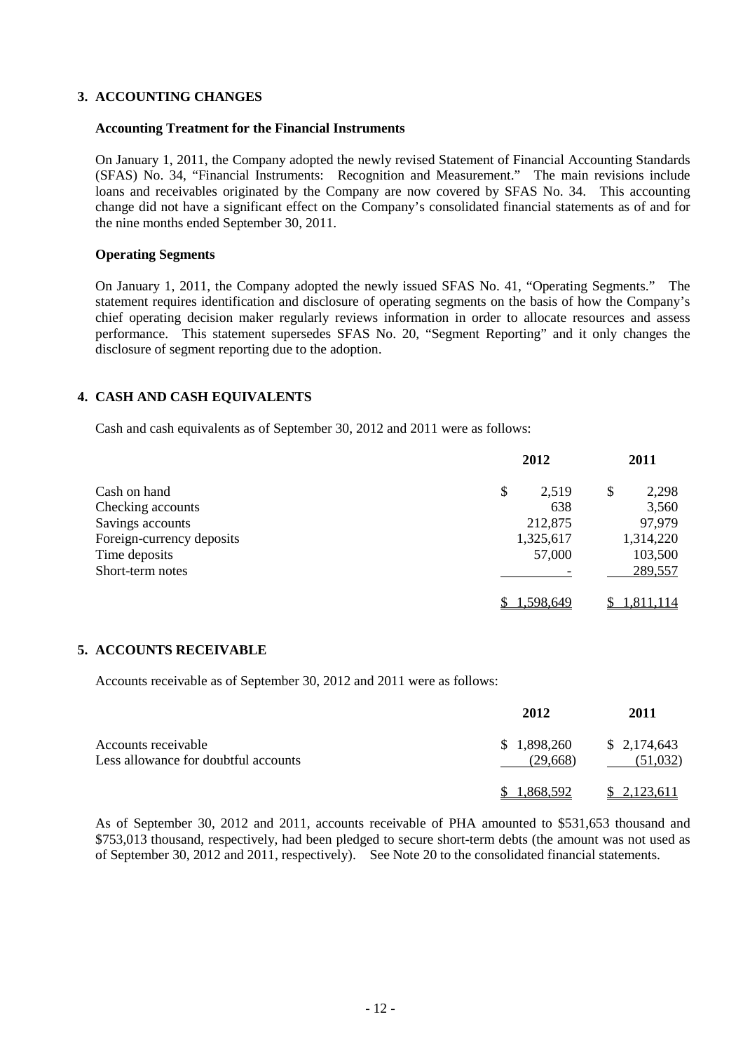## 3. ACCOUNTING CHANGES

### Accounting Treatment for the Financial Instruments

On January 1, 2011, the Company adopted the newly revised Statement of Financial Accounting Standards (SFAS) No. 34, "Financial Instruments: Recognition and Measurement." The main revisions include loans and receivables originated by the Company are now covered by SFAS No. 34. This accounting change did not have a significant effect on the Company's consolidated financial statements as of and for the nine months ended September 30, 2011.

### Operating Segments

On January 1, 2011, the Company adopted the newly issued SFAS No. 41, "Operating Segments." The statement requires identification and disclosure of operating segments on the basis of how the Company's chief operating decision maker regularly reviews information in order to allocate resources and assess performance. This statement supersedes SFAS No. 20, "Segment Reporting" and it only changes the disclosure of segment reporting due to the adoption.

## 4. CASH AND CASH EQUIVALENTS

Cash and cash equivalents as of September 30, 2012 and 2011 were as follows:

| | 2012 | 2011 |
|---|---|---|
| Cash on hand | $ 2,519 | $ 2,298 |
| Checking accounts | 638 | 3,560 |
| Savings accounts | 212,875 | 97,979 |
| Foreign-currency deposits | 1,325,617 | 1,314,220 |
| Time deposits | 57,000 | 103,500 |
| Short-term notes | - | 289,557 |
| | $ 1,598,649 | $ 1,811,114 |

## 5. ACCOUNTS RECEIVABLE

Accounts receivable as of September 30, 2012 and 2011 were as follows:

| | 2012 | 2011 |
|---|---|---|
| Accounts receivable | $ 1,898,260 | $ 2,174,643 |
| Less allowance for doubtful accounts | (29,668) | (51,032) |
| | $ 1,868,592 | $ 2,123,611 |

As of September 30, 2012 and 2011, accounts receivable of PHA amounted to $531,653 thousand and $753,013 thousand, respectively, had been pledged to secure short-term debts (the amount was not used as of September 30, 2012 and 2011, respectively). See Note 20 to the consolidated financial statements.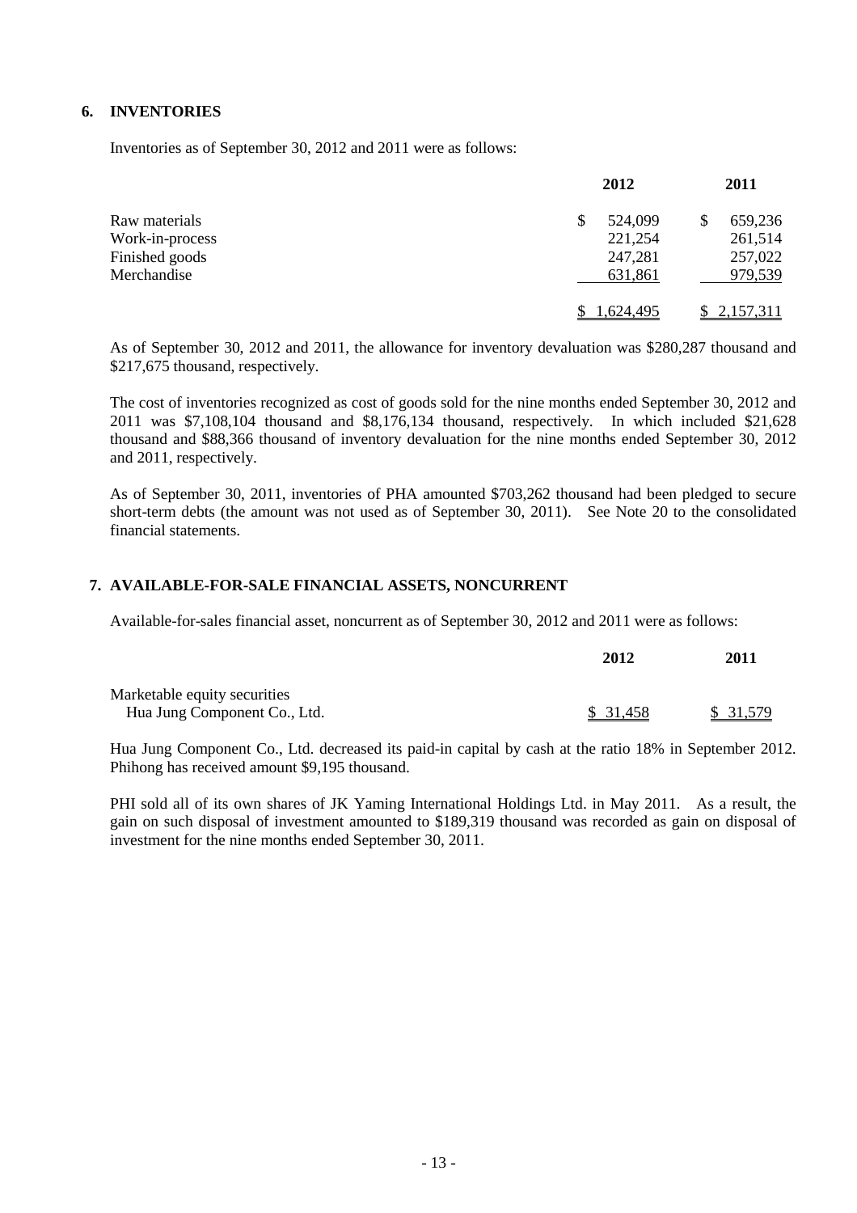## 6. INVENTORIES

Inventories as of September 30, 2012 and 2011 were as follows:

| | 2012 | 2011 |
|---|---|---|
| Raw materials | $ 524,099 | $ 659,236 |
| Work-in-process | 221,254 | 261,514 |
| Finished goods | 247,281 | 257,022 |
| Merchandise | 631,861 | 979,539 |
| | $ 1,624,495 | $ 2,157,311 |

As of September 30, 2012 and 2011, the allowance for inventory devaluation was $280,287 thousand and $217,675 thousand, respectively.

The cost of inventories recognized as cost of goods sold for the nine months ended September 30, 2012 and 2011 was $7,108,104 thousand and $8,176,134 thousand, respectively. In which included $21,628 thousand and $88,366 thousand of inventory devaluation for the nine months ended September 30, 2012 and 2011, respectively.

As of September 30, 2011, inventories of PHA amounted $703,262 thousand had been pledged to secure short-term debts (the amount was not used as of September 30, 2011). See Note 20 to the consolidated financial statements.

## 7. AVAILABLE-FOR-SALE FINANCIAL ASSETS, NONCURRENT

Available-for-sales financial asset, noncurrent as of September 30, 2012 and 2011 were as follows:

| | 2012 | 2011 |
|---|---|---|
| Marketable equity securities | | |
| Hua Jung Component Co., Ltd. | $ 31,458 | $ 31,579 |

Hua Jung Component Co., Ltd. decreased its paid-in capital by cash at the ratio 18% in September 2012. Phihong has received amount $9,195 thousand.

PHI sold all of its own shares of JK Yaming International Holdings Ltd. in May 2011. As a result, the gain on such disposal of investment amounted to $189,319 thousand was recorded as gain on disposal of investment for the nine months ended September 30, 2011.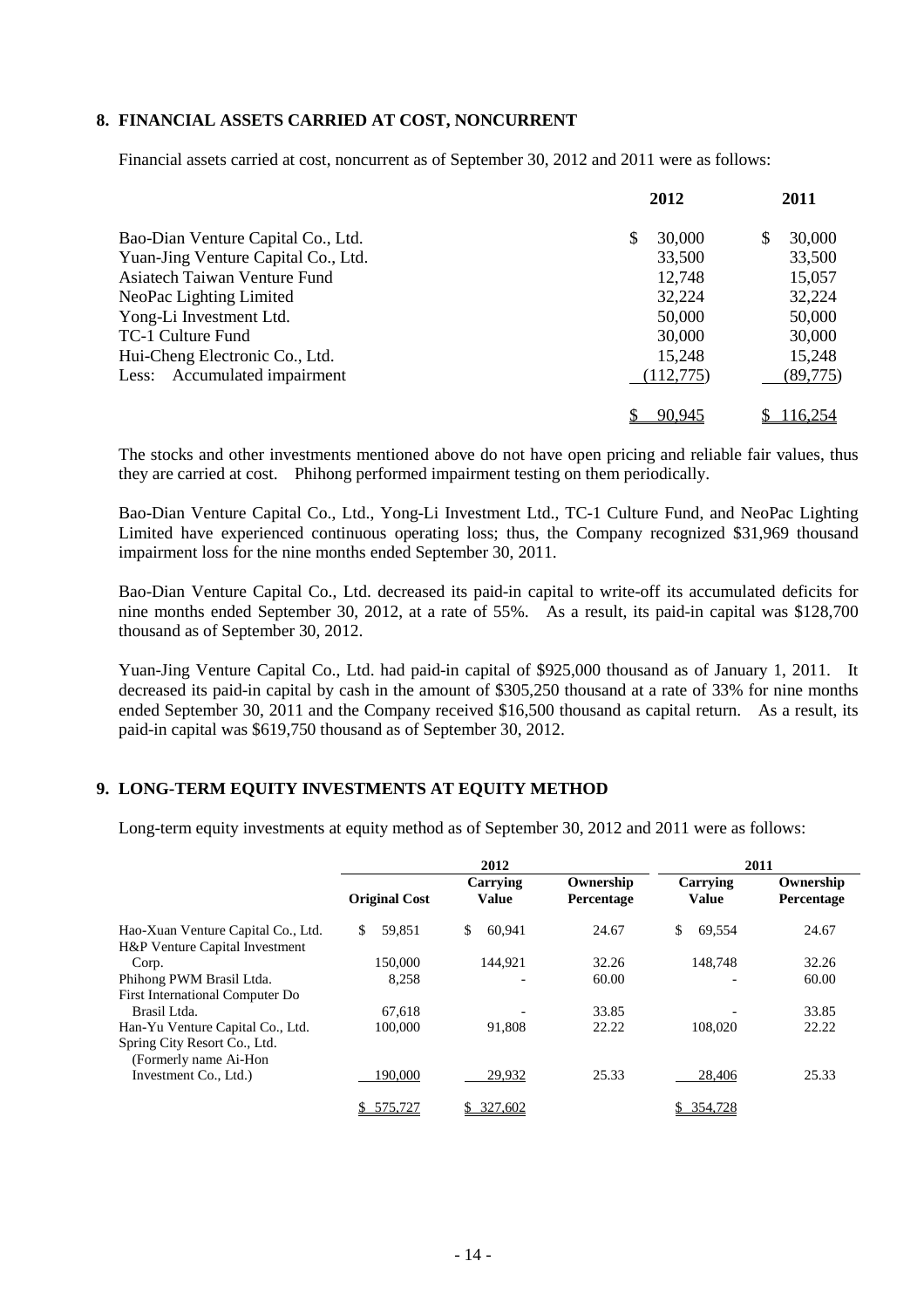## 8. FINANCIAL ASSETS CARRIED AT COST, NONCURRENT

Financial assets carried at cost, noncurrent as of September 30, 2012 and 2011 were as follows:

| | 2012 | 2011 |
|---|---|---|
| Bao-Dian Venture Capital Co., Ltd. | $ 30,000 | $ 30,000 |
| Yuan-Jing Venture Capital Co., Ltd. | 33,500 | 33,500 |
| Asiatech Taiwan Venture Fund | 12,748 | 15,057 |
| NeoPac Lighting Limited | 32,224 | 32,224 |
| Yong-Li Investment Ltd. | 50,000 | 50,000 |
| TC-1 Culture Fund | 30,000 | 30,000 |
| Hui-Cheng Electronic Co., Ltd. | 15,248 | 15,248 |
| Less: Accumulated impairment | (112,775) | (89,775) |
| | $ 90,945 | $ 116,254 |

The stocks and other investments mentioned above do not have open pricing and reliable fair values, thus they are carried at cost. Phihong performed impairment testing on them periodically.

Bao-Dian Venture Capital Co., Ltd., Yong-Li Investment Ltd., TC-1 Culture Fund, and NeoPac Lighting Limited have experienced continuous operating loss; thus, the Company recognized $31,969 thousand impairment loss for the nine months ended September 30, 2011.

Bao-Dian Venture Capital Co., Ltd. decreased its paid-in capital to write-off its accumulated deficits for nine months ended September 30, 2012, at a rate of 55%. As a result, its paid-in capital was $128,700 thousand as of September 30, 2012.

Yuan-Jing Venture Capital Co., Ltd. had paid-in capital of $925,000 thousand as of January 1, 2011. It decreased its paid-in capital by cash in the amount of $305,250 thousand at a rate of 33% for nine months ended September 30, 2011 and the Company received $16,500 thousand as capital return. As a result, its paid-in capital was $619,750 thousand as of September 30, 2012.

## 9. LONG-TERM EQUITY INVESTMENTS AT EQUITY METHOD

Long-term equity investments at equity method as of September 30, 2012 and 2011 were as follows:

| | 2012 | | | 2011 | |
|---|---|---|---|---|---|
| | Original Cost | Carrying Value | Ownership Percentage | Carrying Value | Ownership Percentage |
| Hao-Xuan Venture Capital Co., Ltd. | $ 59,851 | $ 60,941 | 24.67 | $ 69,554 | 24.67 |
| H&P Venture Capital Investment Corp. | 150,000 | 144,921 | 32.26 | 148,748 | 32.26 |
| Phihong PWM Brasil Ltda. | 8,258 | - | 60.00 | - | 60.00 |
| First International Computer Do Brasil Ltda. | 67,618 | - | 33.85 | - | 33.85 |
| Han-Yu Venture Capital Co., Ltd. | 100,000 | 91,808 | 22.22 | 108,020 | 22.22 |
| Spring City Resort Co., Ltd. (Formerly name Ai-Hon Investment Co., Ltd.) | 190,000 | 29,932 | 25.33 | 28,406 | 25.33 |
| | $ 575,727 | $ 327,602 | | $ 354,728 | |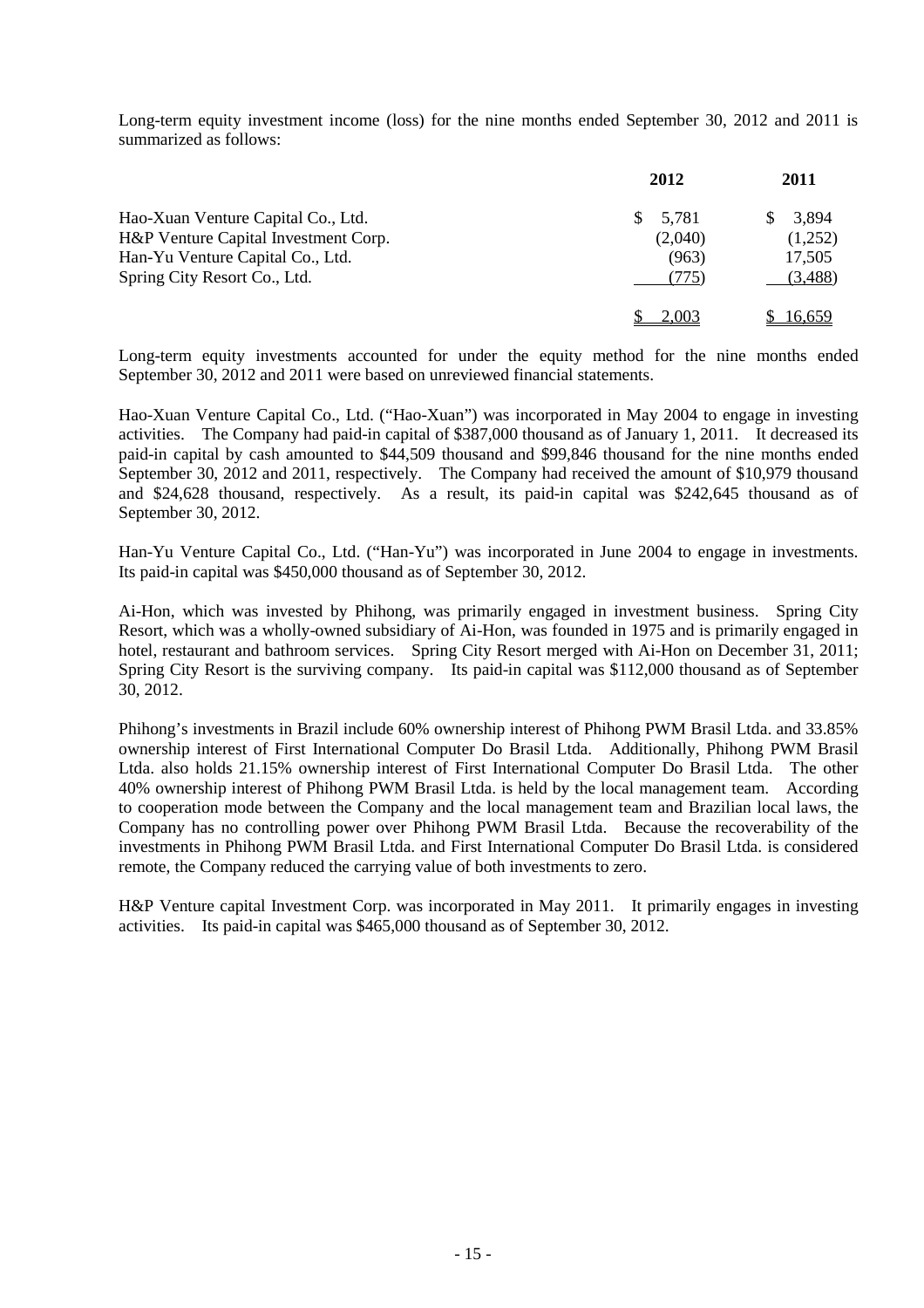Long-term equity investment income (loss) for the nine months ended September 30, 2012 and 2011 is summarized as follows:

| | 2012 | 2011 |
|---|---|---|
| Hao-Xuan Venture Capital Co., Ltd. | $ 5,781 | $ 3,894 |
| H&P Venture Capital Investment Corp. | (2,040) | (1,252) |
| Han-Yu Venture Capital Co., Ltd. | (963) | 17,505 |
| Spring City Resort Co., Ltd. | (775) | (3,488) |
| | $ 2,003 | $ 16,659 |

Long-term equity investments accounted for under the equity method for the nine months ended September 30, 2012 and 2011 were based on unreviewed financial statements.

Hao-Xuan Venture Capital Co., Ltd. ("Hao-Xuan") was incorporated in May 2004 to engage in investing activities. The Company had paid-in capital of $387,000 thousand as of January 1, 2011. It decreased its paid-in capital by cash amounted to $44,509 thousand and $99,846 thousand for the nine months ended September 30, 2012 and 2011, respectively. The Company had received the amount of $10,979 thousand and $24,628 thousand, respectively. As a result, its paid-in capital was $242,645 thousand as of September 30, 2012.

Han-Yu Venture Capital Co., Ltd. ("Han-Yu") was incorporated in June 2004 to engage in investments. Its paid-in capital was $450,000 thousand as of September 30, 2012.

Ai-Hon, which was invested by Phihong, was primarily engaged in investment business. Spring City Resort, which was a wholly-owned subsidiary of Ai-Hon, was founded in 1975 and is primarily engaged in hotel, restaurant and bathroom services. Spring City Resort merged with Ai-Hon on December 31, 2011; Spring City Resort is the surviving company. Its paid-in capital was $112,000 thousand as of September 30, 2012.

Phihong's investments in Brazil include 60% ownership interest of Phihong PWM Brasil Ltda. and 33.85% ownership interest of First International Computer Do Brasil Ltda. Additionally, Phihong PWM Brasil Ltda. also holds 21.15% ownership interest of First International Computer Do Brasil Ltda. The other 40% ownership interest of Phihong PWM Brasil Ltda. is held by the local management team. According to cooperation mode between the Company and the local management team and Brazilian local laws, the Company has no controlling power over Phihong PWM Brasil Ltda. Because the recoverability of the investments in Phihong PWM Brasil Ltda. and First International Computer Do Brasil Ltda. is considered remote, the Company reduced the carrying value of both investments to zero.

H&P Venture capital Investment Corp. was incorporated in May 2011. It primarily engages in investing activities. Its paid-in capital was $465,000 thousand as of September 30, 2012.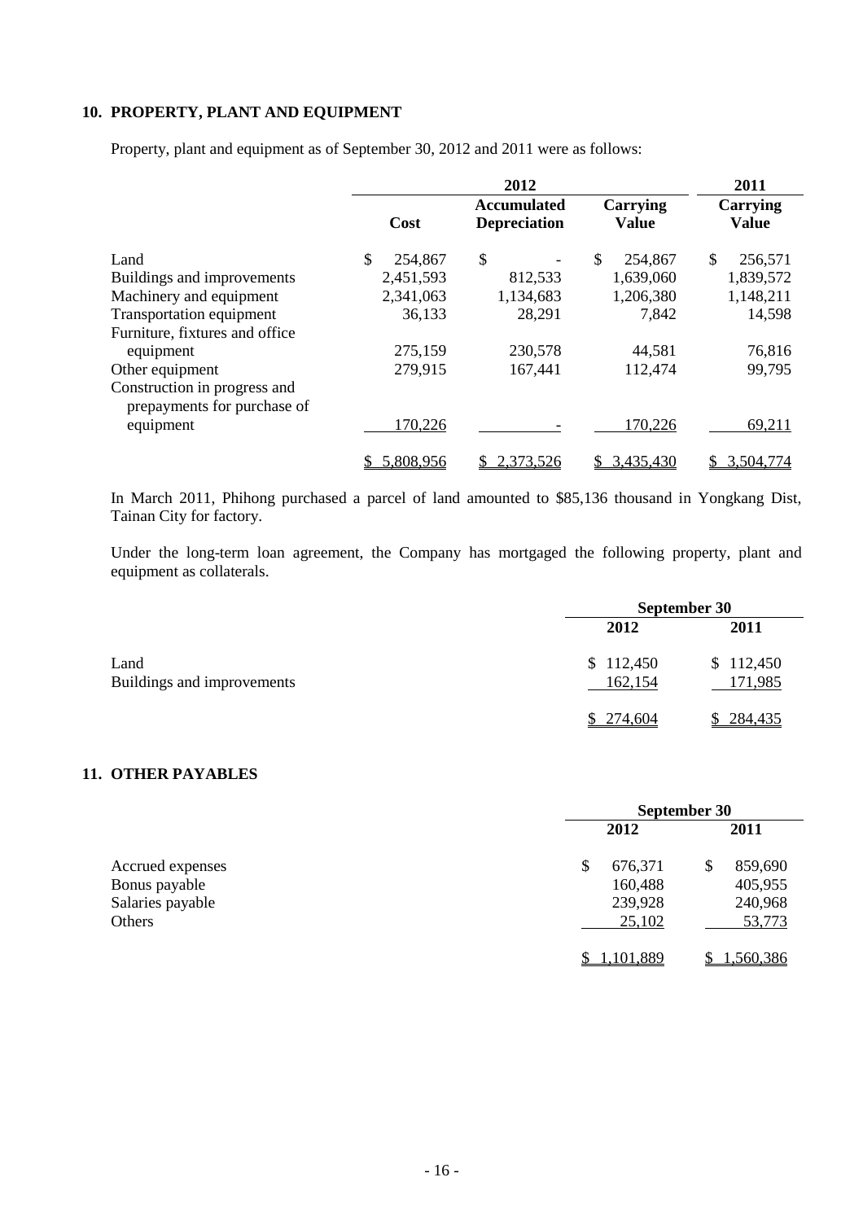## 10. PROPERTY, PLANT AND EQUIPMENT

Property, plant and equipment as of September 30, 2012 and 2011 were as follows:

| | 2012 | | | 2011 |
|---|---|---|---|---|
| | Cost | Accumulated Depreciation | Carrying Value | Carrying Value |
| Land | $ 254,867 | $ - | $ 254,867 | $ 256,571 |
| Buildings and improvements | 2,451,593 | 812,533 | 1,639,060 | 1,839,572 |
| Machinery and equipment | 2,341,063 | 1,134,683 | 1,206,380 | 1,148,211 |
| Transportation equipment | 36,133 | 28,291 | 7,842 | 14,598 |
| Furniture, fixtures and office equipment | 275,159 | 230,578 | 44,581 | 76,816 |
| Other equipment | 279,915 | 167,441 | 112,474 | 99,795 |
| Construction in progress and prepayments for purchase of equipment | 170,226 | - | 170,226 | 69,211 |
| | $ 5,808,956 | $ 2,373,526 | $ 3,435,430 | $ 3,504,774 |

In March 2011, Phihong purchased a parcel of land amounted to $85,136 thousand in Yongkang Dist, Tainan City for factory.

Under the long-term loan agreement, the Company has mortgaged the following property, plant and equipment as collaterals.

| | September 30 | |
|---|---|---|
| | 2012 | 2011 |
| Land | $ 112,450 | $ 112,450 |
| Buildings and improvements | 162,154 | 171,985 |
| | $ 274,604 | $ 284,435 |

## 11. OTHER PAYABLES

| | September 30 | |
|---|---|---|
| | 2012 | 2011 |
| Accrued expenses | $ 676,371 | $ 859,690 |
| Bonus payable | 160,488 | 405,955 |
| Salaries payable | 239,928 | 240,968 |
| Others | 25,102 | 53,773 |
| | $ 1,101,889 | $ 1,560,386 |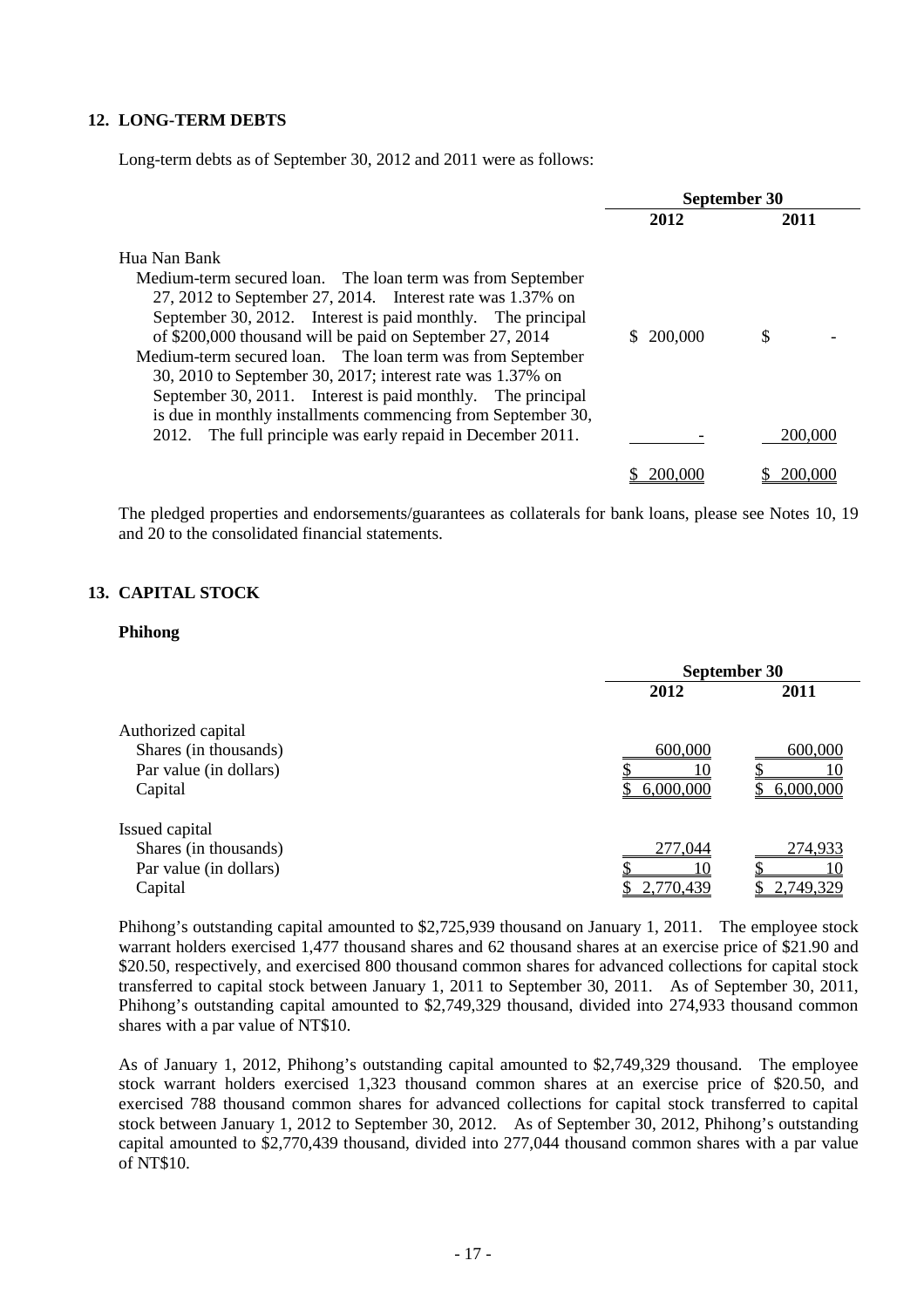## 12. LONG-TERM DEBTS

Long-term debts as of September 30, 2012 and 2011 were as follows:

| | September 30 | |
|---|---|---|
| | 2012 | 2011 |
| Hua Nan Bank | | |
| Medium-term secured loan. The loan term was from September 27, 2012 to September 27, 2014. Interest rate was 1.37% on September 30, 2012. Interest is paid monthly. The principal of $200,000 thousand will be paid on September 27, 2014 | $ 200,000 | $ - |
| Medium-term secured loan. The loan term was from September 30, 2010 to September 30, 2017; interest rate was 1.37% on September 30, 2011. Interest is paid monthly. The principal is due in monthly installments commencing from September 30, 2012. The full principle was early repaid in December 2011. | - | 200,000 |
| | $ 200,000 | $ 200,000 |

The pledged properties and endorsements/guarantees as collaterals for bank loans, please see Notes 10, 19 and 20 to the consolidated financial statements.

## 13. CAPITAL STOCK

**Phihong**

| | September 30 | |
|---|---|---|
| | 2012 | 2011 |
| Authorized capital | | |
| Shares (in thousands) | 600,000 | 600,000 |
| Par value (in dollars) | $ 10 | $ 10 |
| Capital | $ 6,000,000 | $ 6,000,000 |
| Issued capital | | |
| Shares (in thousands) | 277,044 | 274,933 |
| Par value (in dollars) | $ 10 | $ 10 |
| Capital | $ 2,770,439 | $ 2,749,329 |

Phihong's outstanding capital amounted to $2,725,939 thousand on January 1, 2011. The employee stock warrant holders exercised 1,477 thousand shares and 62 thousand shares at an exercise price of $21.90 and $20.50, respectively, and exercised 800 thousand common shares for advanced collections for capital stock transferred to capital stock between January 1, 2011 to September 30, 2011. As of September 30, 2011, Phihong's outstanding capital amounted to $2,749,329 thousand, divided into 274,933 thousand common shares with a par value of NT$10.

As of January 1, 2012, Phihong's outstanding capital amounted to $2,749,329 thousand. The employee stock warrant holders exercised 1,323 thousand common shares at an exercise price of $20.50, and exercised 788 thousand common shares for advanced collections for capital stock transferred to capital stock between January 1, 2012 to September 30, 2012. As of September 30, 2012, Phihong's outstanding capital amounted to $2,770,439 thousand, divided into 277,044 thousand common shares with a par value of NT$10.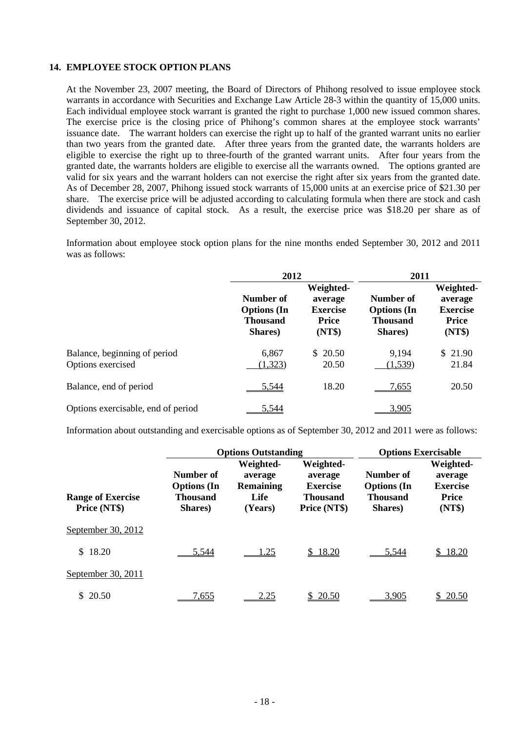## 14. EMPLOYEE STOCK OPTION PLANS

At the November 23, 2007 meeting, the Board of Directors of Phihong resolved to issue employee stock warrants in accordance with Securities and Exchange Law Article 28-3 within the quantity of 15,000 units. Each individual employee stock warrant is granted the right to purchase 1,000 new issued common shares. The exercise price is the closing price of Phihong's common shares at the employee stock warrants' issuance date. The warrant holders can exercise the right up to half of the granted warrant units no earlier than two years from the granted date. After three years from the granted date, the warrants holders are eligible to exercise the right up to three-fourth of the granted warrant units. After four years from the granted date, the warrants holders are eligible to exercise all the warrants owned. The options granted are valid for six years and the warrant holders can not exercise the right after six years from the granted date. As of December 28, 2007, Phihong issued stock warrants of 15,000 units at an exercise price of $21.30 per share. The exercise price will be adjusted according to calculating formula when there are stock and cash dividends and issuance of capital stock. As a result, the exercise price was $18.20 per share as of September 30, 2012.

Information about employee stock option plans for the nine months ended September 30, 2012 and 2011 was as follows:

| | 2012 | | 2011 | |
|---|---|---|---|---|
| | Number of Options (In Thousand Shares) | Weighted-average Exercise Price (NT$) | Number of Options (In Thousand Shares) | Weighted-average Exercise Price (NT$) |
| Balance, beginning of period | 6,867 | $ 20.50 | 9,194 | $ 21.90 |
| Options exercised | (1,323) | 20.50 | (1,539) | 21.84 |
| Balance, end of period | 5,544 | 18.20 | 7,655 | 20.50 |
| Options exercisable, end of period | 5,544 | | 3,905 | |

Information about outstanding and exercisable options as of September 30, 2012 and 2011 were as follows:

| | Options Outstanding | | | Options Exercisable | |
|---|---|---|---|---|---|
| Range of Exercise Price (NT$) | Number of Options (In Thousand Shares) | Weighted-average Remaining Life (Years) | Weighted-average Exercise Thousand Price (NT$) | Number of Options (In Thousand Shares) | Weighted-average Exercise Price (NT$) |
| September 30, 2012 | | | | | |
| $ 18.20 | 5,544 | 1.25 | $ 18.20 | 5,544 | $ 18.20 |
| September 30, 2011 | | | | | |
| $ 20.50 | 7,655 | 2.25 | $ 20.50 | 3,905 | $ 20.50 |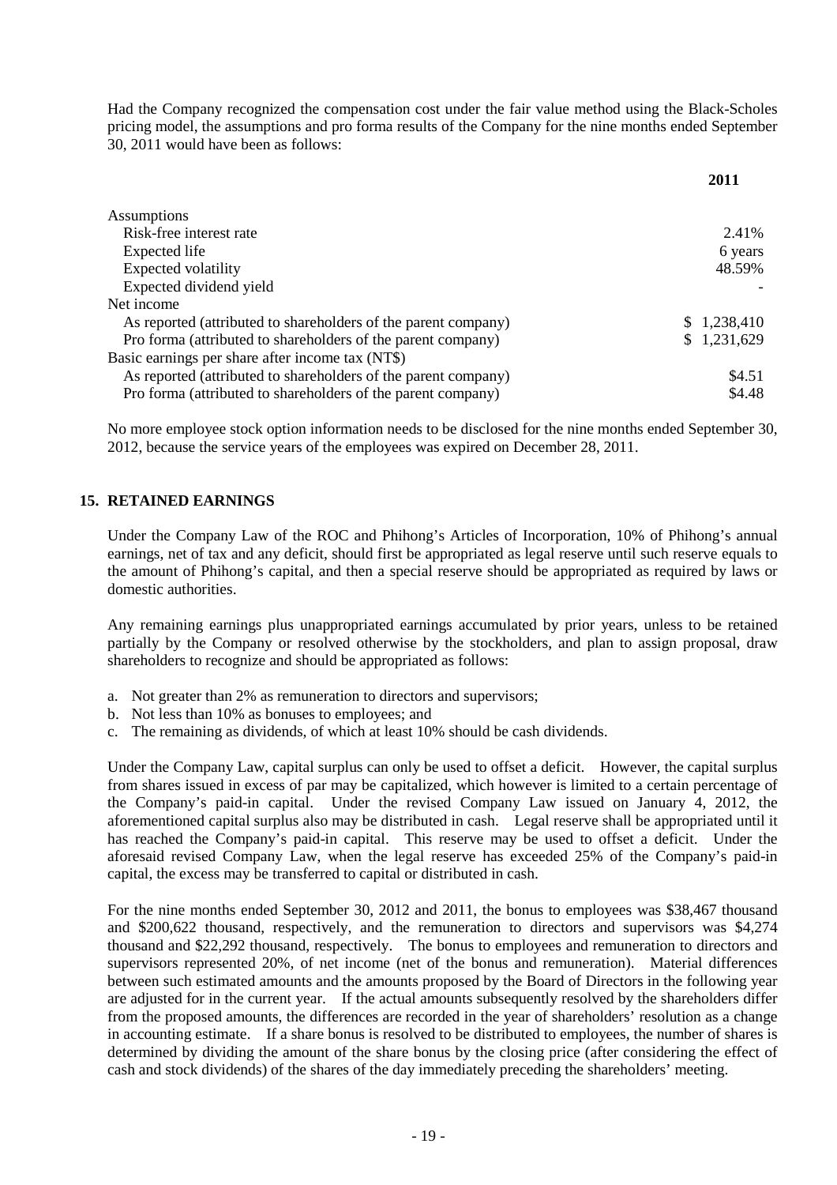Had the Company recognized the compensation cost under the fair value method using the Black-Scholes pricing model, the assumptions and pro forma results of the Company for the nine months ended September 30, 2011 would have been as follows:

| | 2011 |
|---|---|
| Assumptions | |
| Risk-free interest rate | 2.41% |
| Expected life | 6 years |
| Expected volatility | 48.59% |
| Expected dividend yield | - |
| Net income | |
| As reported (attributed to shareholders of the parent company) | $ 1,238,410 |
| Pro forma (attributed to shareholders of the parent company) | $ 1,231,629 |
| Basic earnings per share after income tax (NT$) | |
| As reported (attributed to shareholders of the parent company) | $4.51 |
| Pro forma (attributed to shareholders of the parent company) | $4.48 |

No more employee stock option information needs to be disclosed for the nine months ended September 30, 2012, because the service years of the employees was expired on December 28, 2011.

## 15. RETAINED EARNINGS

Under the Company Law of the ROC and Phihong's Articles of Incorporation, 10% of Phihong's annual earnings, net of tax and any deficit, should first be appropriated as legal reserve until such reserve equals to the amount of Phihong's capital, and then a special reserve should be appropriated as required by laws or domestic authorities.

Any remaining earnings plus unappropriated earnings accumulated by prior years, unless to be retained partially by the Company or resolved otherwise by the stockholders, and plan to assign proposal, draw shareholders to recognize and should be appropriated as follows:

a. Not greater than 2% as remuneration to directors and supervisors;
b. Not less than 10% as bonuses to employees; and
c. The remaining as dividends, of which at least 10% should be cash dividends.

Under the Company Law, capital surplus can only be used to offset a deficit. However, the capital surplus from shares issued in excess of par may be capitalized, which however is limited to a certain percentage of the Company's paid-in capital. Under the revised Company Law issued on January 4, 2012, the aforementioned capital surplus also may be distributed in cash. Legal reserve shall be appropriated until it has reached the Company's paid-in capital. This reserve may be used to offset a deficit. Under the aforesaid revised Company Law, when the legal reserve has exceeded 25% of the Company's paid-in capital, the excess may be transferred to capital or distributed in cash.

For the nine months ended September 30, 2012 and 2011, the bonus to employees was $38,467 thousand and $200,622 thousand, respectively, and the remuneration to directors and supervisors was $4,274 thousand and $22,292 thousand, respectively. The bonus to employees and remuneration to directors and supervisors represented 20%, of net income (net of the bonus and remuneration). Material differences between such estimated amounts and the amounts proposed by the Board of Directors in the following year are adjusted for in the current year. If the actual amounts subsequently resolved by the shareholders differ from the proposed amounts, the differences are recorded in the year of shareholders' resolution as a change in accounting estimate. If a share bonus is resolved to be distributed to employees, the number of shares is determined by dividing the amount of the share bonus by the closing price (after considering the effect of cash and stock dividends) of the shares of the day immediately preceding the shareholders' meeting.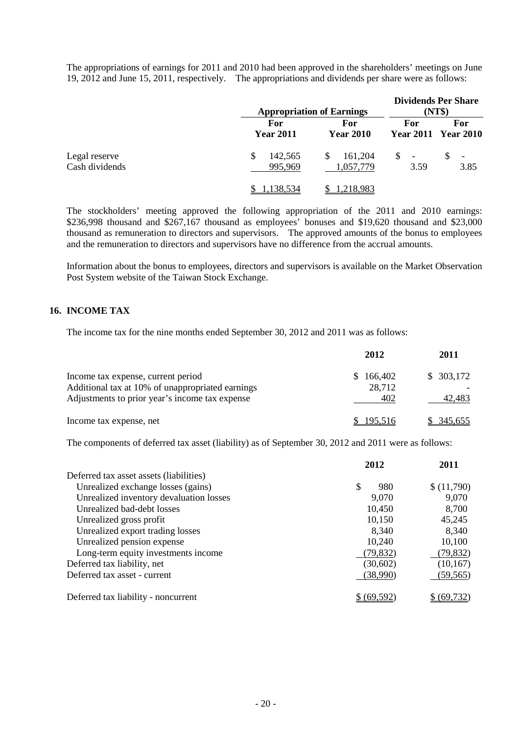The appropriations of earnings for 2011 and 2010 had been approved in the shareholders' meetings on June 19, 2012 and June 15, 2011, respectively. The appropriations and dividends per share were as follows:

| | Appropriation of Earnings | | Dividends Per Share (NT$) | |
|---|---|---|---|---|
| | For Year 2011 | For Year 2010 | For Year 2011 | For Year 2010 |
| Legal reserve | $ 142,565 | $ 161,204 | $ - | $ - |
| Cash dividends | 995,969 | 1,057,779 | 3.59 | 3.85 |
| | $ 1,138,534 | $ 1,218,983 | | |

The stockholders' meeting approved the following appropriation of the 2011 and 2010 earnings: $236,998 thousand and $267,167 thousand as employees' bonuses and $19,620 thousand and $23,000 thousand as remuneration to directors and supervisors. The approved amounts of the bonus to employees and the remuneration to directors and supervisors have no difference from the accrual amounts.

Information about the bonus to employees, directors and supervisors is available on the Market Observation Post System website of the Taiwan Stock Exchange.

## 16. INCOME TAX

The income tax for the nine months ended September 30, 2012 and 2011 was as follows:

| | 2012 | 2011 |
|---|---|---|
| Income tax expense, current period | $ 166,402 | $ 303,172 |
| Additional tax at 10% of unappropriated earnings | 28,712 | - |
| Adjustments to prior year's income tax expense | 402 | 42,483 |
| Income tax expense, net | $ 195,516 | $ 345,655 |

The components of deferred tax asset (liability) as of September 30, 2012 and 2011 were as follows:

| | 2012 | 2011 |
|---|---|---|
| Deferred tax asset assets (liabilities) | | |
| Unrealized exchange losses (gains) | $ 980 | $ (11,790) |
| Unrealized inventory devaluation losses | 9,070 | 9,070 |
| Unrealized bad-debt losses | 10,450 | 8,700 |
| Unrealized gross profit | 10,150 | 45,245 |
| Unrealized export trading losses | 8,340 | 8,340 |
| Unrealized pension expense | 10,240 | 10,100 |
| Long-term equity investments income | (79,832) | (79,832) |
| Deferred tax liability, net | (30,602) | (10,167) |
| Deferred tax asset - current | (38,990) | (59,565) |
| Deferred tax liability - noncurrent | $ (69,592) | $ (69,732) |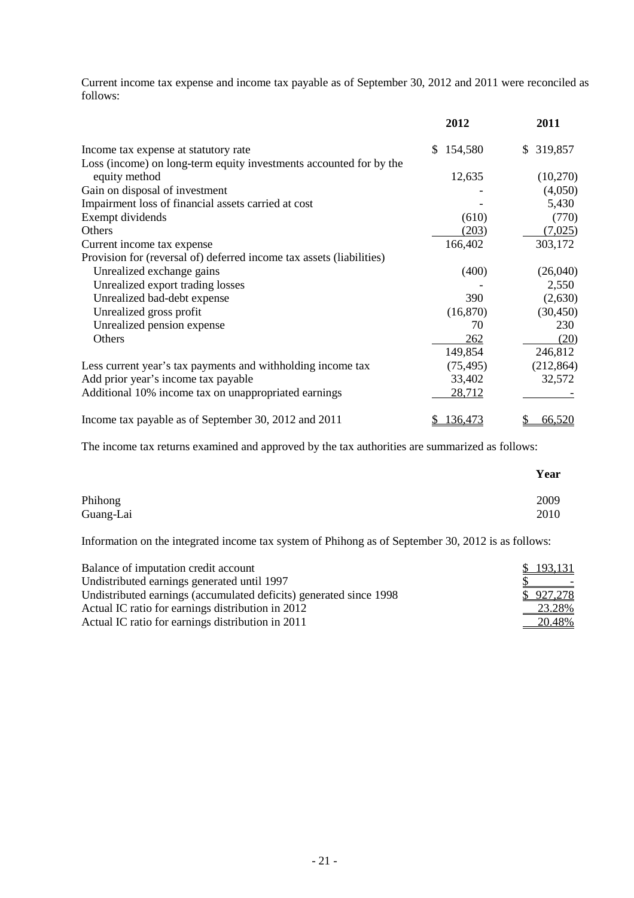Current income tax expense and income tax payable as of September 30, 2012 and 2011 were reconciled as follows:

| | 2012 | 2011 |
|---|---|---|
| Income tax expense at statutory rate | $ 154,580 | $ 319,857 |
| Loss (income) on long-term equity investments accounted for by the equity method | 12,635 | (10,270) |
| Gain on disposal of investment | - | (4,050) |
| Impairment loss of financial assets carried at cost | - | 5,430 |
| Exempt dividends | (610) | (770) |
| Others | (203) | (7,025) |
| Current income tax expense | 166,402 | 303,172 |
| Provision for (reversal of) deferred income tax assets (liabilities) | | |
| Unrealized exchange gains | (400) | (26,040) |
| Unrealized export trading losses | - | 2,550 |
| Unrealized bad-debt expense | 390 | (2,630) |
| Unrealized gross profit | (16,870) | (30,450) |
| Unrealized pension expense | 70 | 230 |
| Others | 262 | (20) |
| | 149,854 | 246,812 |
| Less current year's tax payments and withholding income tax | (75,495) | (212,864) |
| Add prior year's income tax payable | 33,402 | 32,572 |
| Additional 10% income tax on unappropriated earnings | 28,712 | - |
| Income tax payable as of September 30, 2012 and 2011 | $ 136,473 | $ 66,520 |

The income tax returns examined and approved by the tax authorities are summarized as follows:

| | Year |
|---|---|
| Phihong | 2009 |
| Guang-Lai | 2010 |

Information on the integrated income tax system of Phihong as of September 30, 2012 is as follows:

| | |
|---|---|
| Balance of imputation credit account | $ 193,131 |
| Undistributed earnings generated until 1997 | $ - |
| Undistributed earnings (accumulated deficits) generated since 1998 | $ 927,278 |
| Actual IC ratio for earnings distribution in 2012 | 23.28% |
| Actual IC ratio for earnings distribution in 2011 | 20.48% |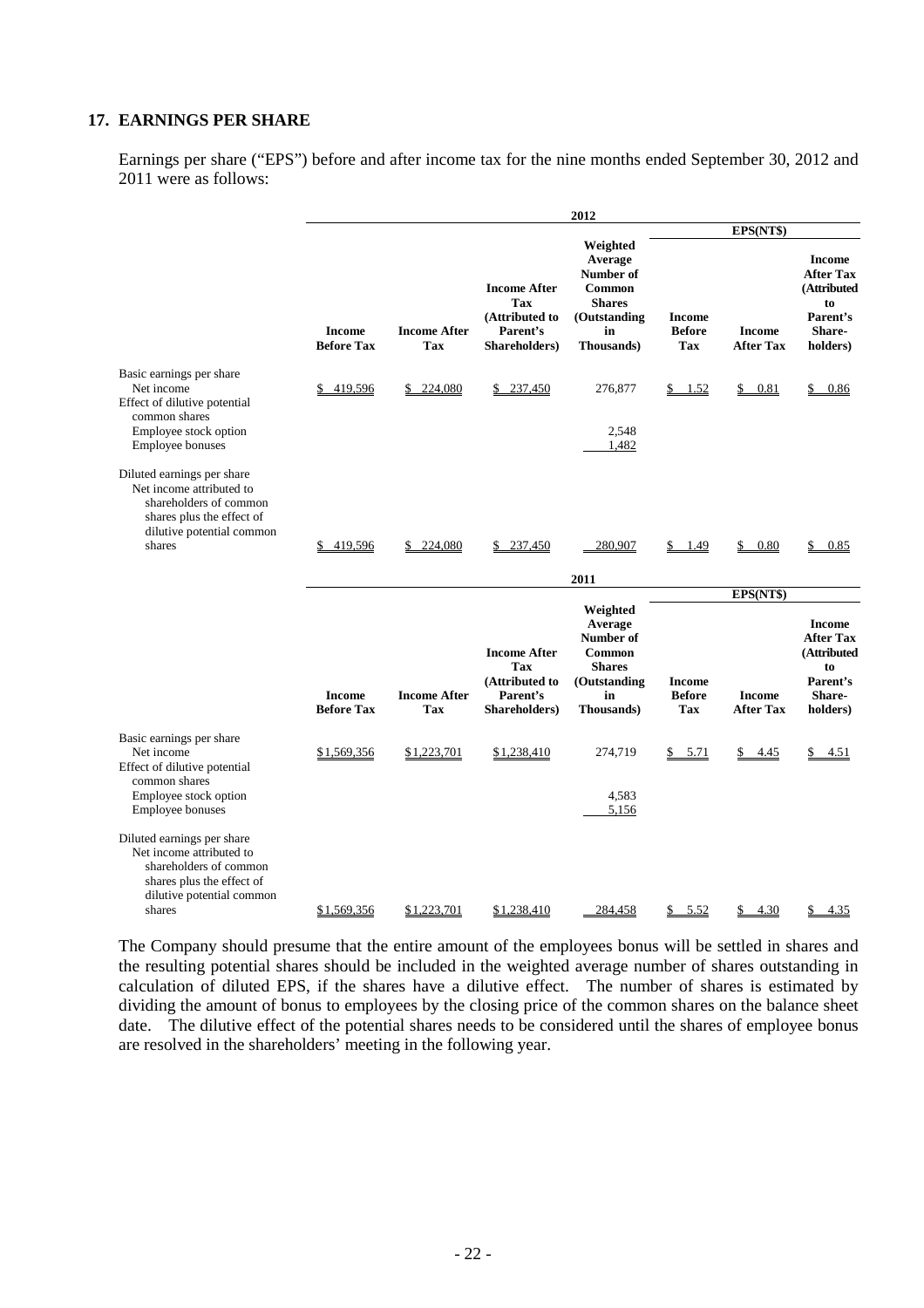## 17. EARNINGS PER SHARE

Earnings per share ("EPS") before and after income tax for the nine months ended September 30, 2012 and 2011 were as follows:

| | 2012 | | | | | | |
|---|---|---|---|---|---|---|---|
| | | | | | EPS(NT$) | | |
| | Income Before Tax | Income After Tax | Income After Tax (Attributed to Parent's Shareholders) | Weighted Average Number of Common Shares (Outstanding in Thousands) | Income Before Tax | Income After Tax | Income After Tax (Attributed to Parent's Share-holders) |
| Basic earnings per share | | | | | | | |
| Net income | $ 419,596 | $ 224,080 | $ 237,450 | 276,877 | $ 1.52 | $ 0.81 | $ 0.86 |
| Effect of dilutive potential common shares | | | | | | | |
| Employee stock option | | | | 2,548 | | | |
| Employee bonuses | | | | 1,482 | | | |
| Diluted earnings per share | | | | | | | |
| Net income attributed to shareholders of common shares plus the effect of dilutive potential common shares | $ 419,596 | $ 224,080 | $ 237,450 | 280,907 | $ 1.49 | $ 0.80 | $ 0.85 |

| | 2011 | | | | | | |
|---|---|---|---|---|---|---|---|
| | | | | | EPS(NT$) | | |
| | Income Before Tax | Income After Tax | Income After Tax (Attributed to Parent's Shareholders) | Weighted Average Number of Common Shares (Outstanding in Thousands) | Income Before Tax | Income After Tax | Income After Tax (Attributed to Parent's Share-holders) |
| Basic earnings per share | | | | | | | |
| Net income | $1,569,356 | $1,223,701 | $1,238,410 | 274,719 | $ 5.71 | $ 4.45 | $ 4.51 |
| Effect of dilutive potential common shares | | | | | | | |
| Employee stock option | | | | 4,583 | | | |
| Employee bonuses | | | | 5,156 | | | |
| Diluted earnings per share | | | | | | | |
| Net income attributed to shareholders of common shares plus the effect of dilutive potential common shares | $1,569,356 | $1,223,701 | $1,238,410 | 284,458 | $ 5.52 | $ 4.30 | $ 4.35 |

The Company should presume that the entire amount of the employees bonus will be settled in shares and the resulting potential shares should be included in the weighted average number of shares outstanding in calculation of diluted EPS, if the shares have a dilutive effect. The number of shares is estimated by dividing the amount of bonus to employees by the closing price of the common shares on the balance sheet date. The dilutive effect of the potential shares needs to be considered until the shares of employee bonus are resolved in the shareholders' meeting in the following year.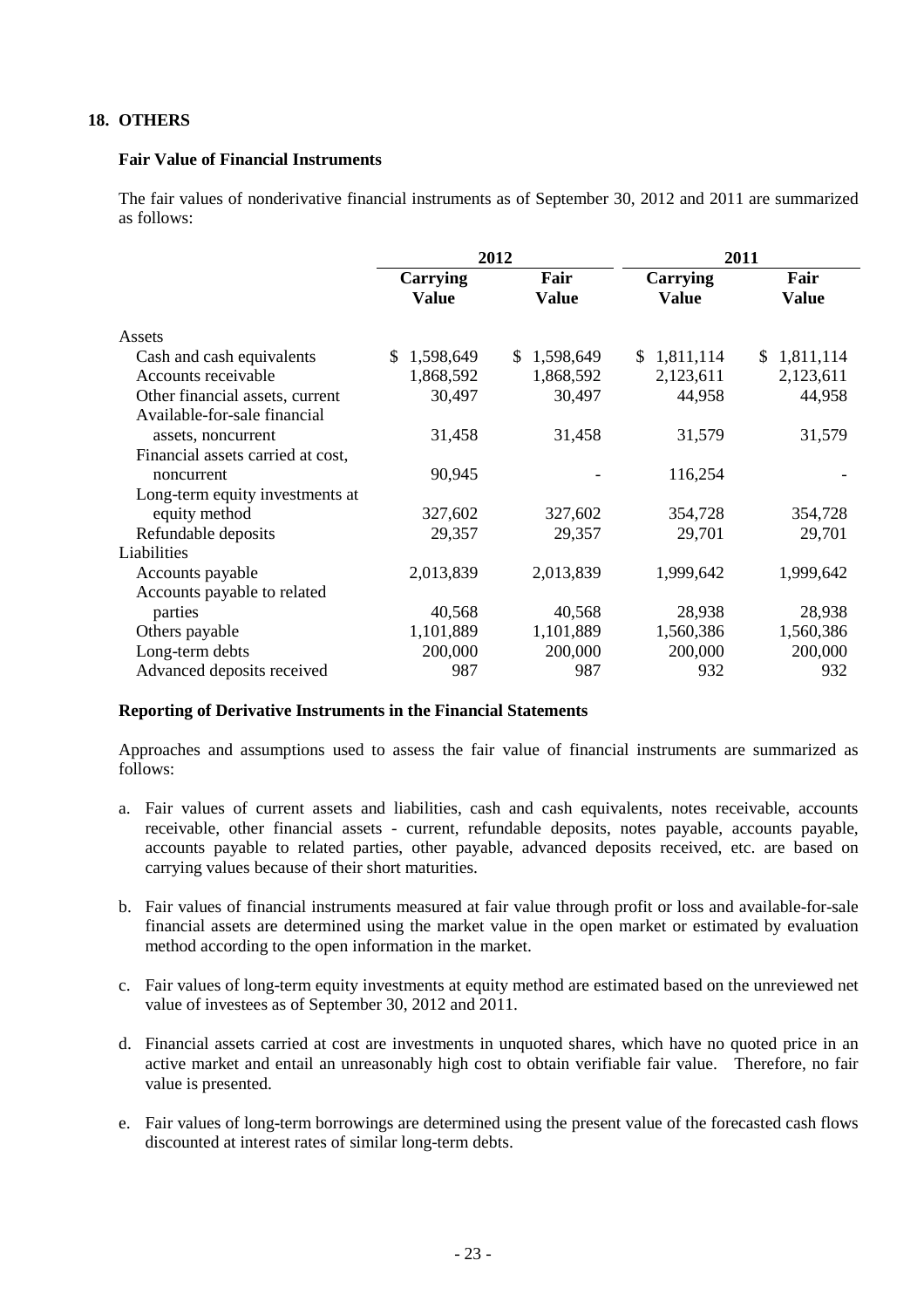## 18. OTHERS

### Fair Value of Financial Instruments

The fair values of nonderivative financial instruments as of September 30, 2012 and 2011 are summarized as follows:

| | 2012 | | 2011 | |
|---|---|---|---|---|
| | **Carrying Value** | **Fair Value** | **Carrying Value** | **Fair Value** |
| Assets | | | | |
| Cash and cash equivalents | $ 1,598,649 | $ 1,598,649 | $ 1,811,114 | $ 1,811,114 |
| Accounts receivable | 1,868,592 | 1,868,592 | 2,123,611 | 2,123,611 |
| Other financial assets, current | 30,497 | 30,497 | 44,958 | 44,958 |
| Available-for-sale financial assets, noncurrent | 31,458 | 31,458 | 31,579 | 31,579 |
| Financial assets carried at cost, noncurrent | 90,945 | - | 116,254 | - |
| Long-term equity investments at equity method | 327,602 | 327,602 | 354,728 | 354,728 |
| Refundable deposits | 29,357 | 29,357 | 29,701 | 29,701 |
| Liabilities | | | | |
| Accounts payable | 2,013,839 | 2,013,839 | 1,999,642 | 1,999,642 |
| Accounts payable to related parties | 40,568 | 40,568 | 28,938 | 28,938 |
| Others payable | 1,101,889 | 1,101,889 | 1,560,386 | 1,560,386 |
| Long-term debts | 200,000 | 200,000 | 200,000 | 200,000 |
| Advanced deposits received | 987 | 987 | 932 | 932 |

### Reporting of Derivative Instruments in the Financial Statements

Approaches and assumptions used to assess the fair value of financial instruments are summarized as follows:

a. Fair values of current assets and liabilities, cash and cash equivalents, notes receivable, accounts receivable, other financial assets - current, refundable deposits, notes payable, accounts payable, accounts payable to related parties, other payable, advanced deposits received, etc. are based on carrying values because of their short maturities.

b. Fair values of financial instruments measured at fair value through profit or loss and available-for-sale financial assets are determined using the market value in the open market or estimated by evaluation method according to the open information in the market.

c. Fair values of long-term equity investments at equity method are estimated based on the unreviewed net value of investees as of September 30, 2012 and 2011.

d. Financial assets carried at cost are investments in unquoted shares, which have no quoted price in an active market and entail an unreasonably high cost to obtain verifiable fair value. Therefore, no fair value is presented.

e. Fair values of long-term borrowings are determined using the present value of the forecasted cash flows discounted at interest rates of similar long-term debts.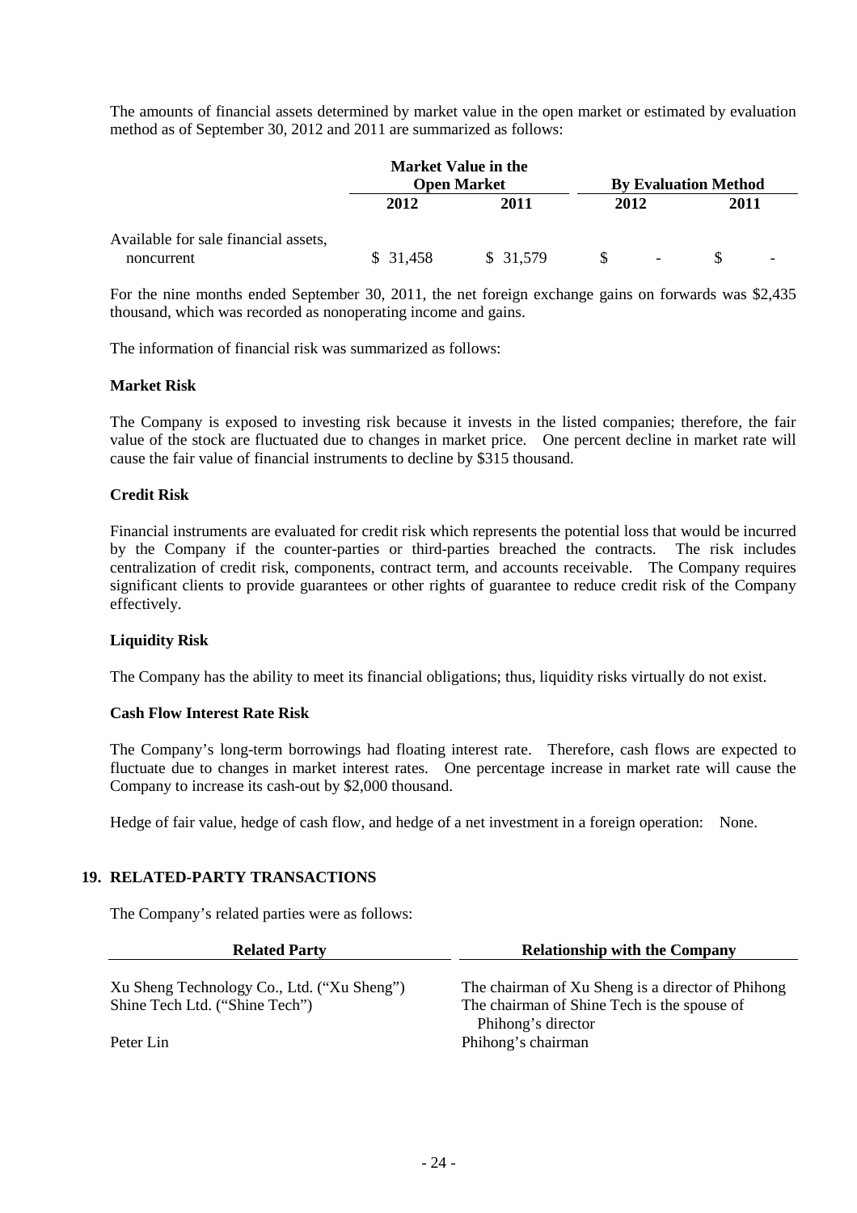The amounts of financial assets determined by market value in the open market or estimated by evaluation method as of September 30, 2012 and 2011 are summarized as follows:

| | Market Value in the Open Market | | By Evaluation Method | |
|---|---|---|---|---|
| | 2012 | 2011 | 2012 | 2011 |
| Available for sale financial assets, noncurrent | $ 31,458 | $ 31,579 | $ - | $ - |

For the nine months ended September 30, 2011, the net foreign exchange gains on forwards was $2,435 thousand, which was recorded as nonoperating income and gains.

The information of financial risk was summarized as follows:

**Market Risk**

The Company is exposed to investing risk because it invests in the listed companies; therefore, the fair value of the stock are fluctuated due to changes in market price. One percent decline in market rate will cause the fair value of financial instruments to decline by $315 thousand.

**Credit Risk**

Financial instruments are evaluated for credit risk which represents the potential loss that would be incurred by the Company if the counter-parties or third-parties breached the contracts. The risk includes centralization of credit risk, components, contract term, and accounts receivable. The Company requires significant clients to provide guarantees or other rights of guarantee to reduce credit risk of the Company effectively.

**Liquidity Risk**

The Company has the ability to meet its financial obligations; thus, liquidity risks virtually do not exist.

**Cash Flow Interest Rate Risk**

The Company's long-term borrowings had floating interest rate. Therefore, cash flows are expected to fluctuate due to changes in market interest rates. One percentage increase in market rate will cause the Company to increase its cash-out by $2,000 thousand.

Hedge of fair value, hedge of cash flow, and hedge of a net investment in a foreign operation: None.

## 19. RELATED-PARTY TRANSACTIONS

The Company's related parties were as follows:

| Related Party | Relationship with the Company |
|---|---|
| Xu Sheng Technology Co., Ltd. ("Xu Sheng") | The chairman of Xu Sheng is a director of Phihong |
| Shine Tech Ltd. ("Shine Tech") | The chairman of Shine Tech is the spouse of Phihong's director |
| Peter Lin | Phihong's chairman |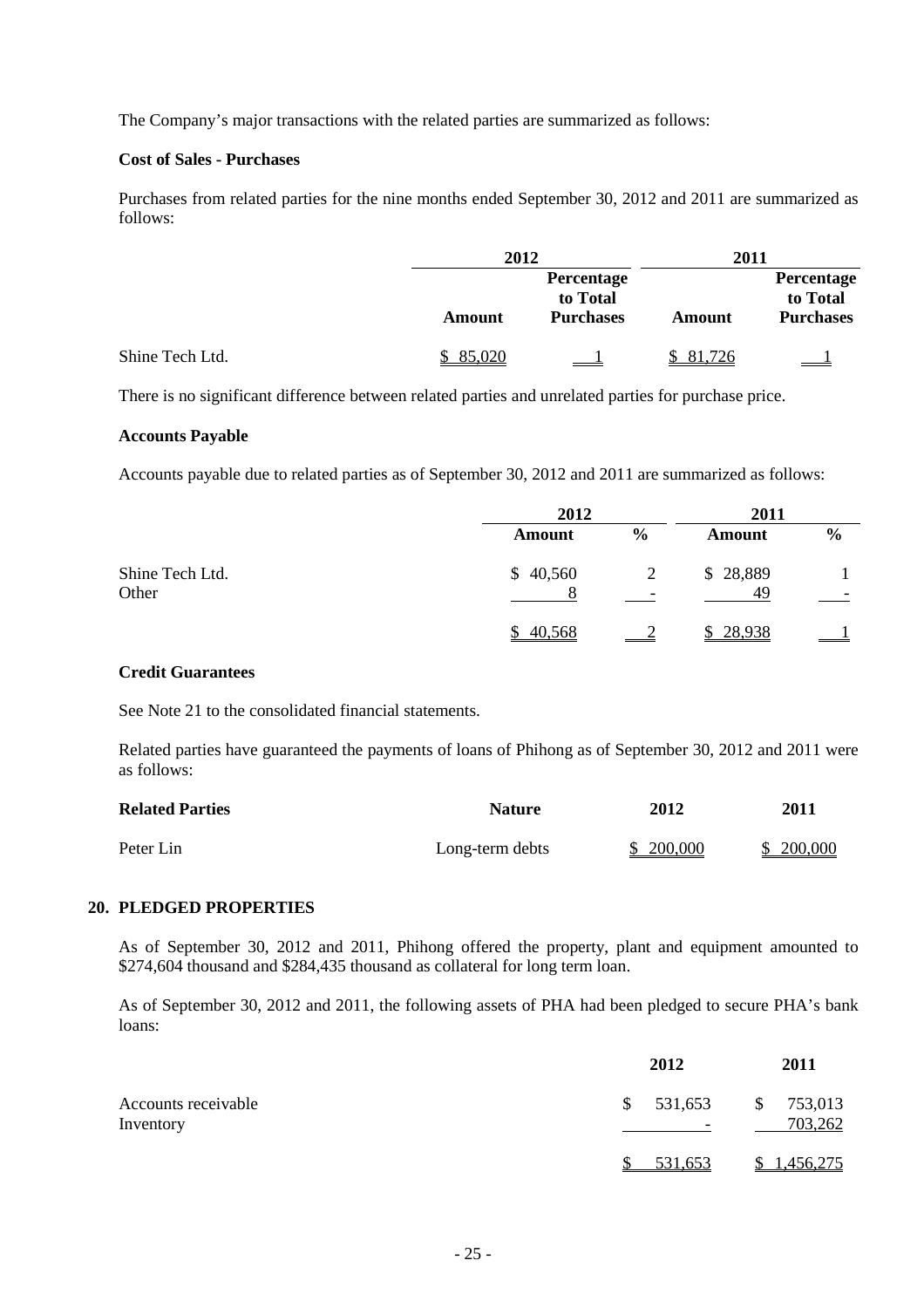The Company's major transactions with the related parties are summarized as follows:

**Cost of Sales - Purchases**

Purchases from related parties for the nine months ended September 30, 2012 and 2011 are summarized as follows:

| | 2012 | | 2011 | |
|---|---|---|---|---|
| | Amount | Percentage to Total Purchases | Amount | Percentage to Total Purchases |
| Shine Tech Ltd. | $ 85,020 | 1 | $ 81,726 | 1 |

There is no significant difference between related parties and unrelated parties for purchase price.

**Accounts Payable**

Accounts payable due to related parties as of September 30, 2012 and 2011 are summarized as follows:

| | 2012 | | 2011 | |
|---|---|---|---|---|
| | Amount | % | Amount | % |
| Shine Tech Ltd. | $ 40,560 | 2 | $ 28,889 | 1 |
| Other | 8 | - | 49 | - |
| | $ 40,568 | 2 | $ 28,938 | 1 |

**Credit Guarantees**

See Note 21 to the consolidated financial statements.

Related parties have guaranteed the payments of loans of Phihong as of September 30, 2012 and 2011 were as follows:

| Related Parties | Nature | 2012 | 2011 |
|---|---|---|---|
| Peter Lin | Long-term debts | $ 200,000 | $ 200,000 |

## 20. PLEDGED PROPERTIES

As of September 30, 2012 and 2011, Phihong offered the property, plant and equipment amounted to $274,604 thousand and $284,435 thousand as collateral for long term loan.

As of September 30, 2012 and 2011, the following assets of PHA had been pledged to secure PHA's bank loans:

| | 2012 | 2011 |
|---|---|---|
| Accounts receivable | $ 531,653 | $ 753,013 |
| Inventory | - | 703,262 |
| | $ 531,653 | $ 1,456,275 |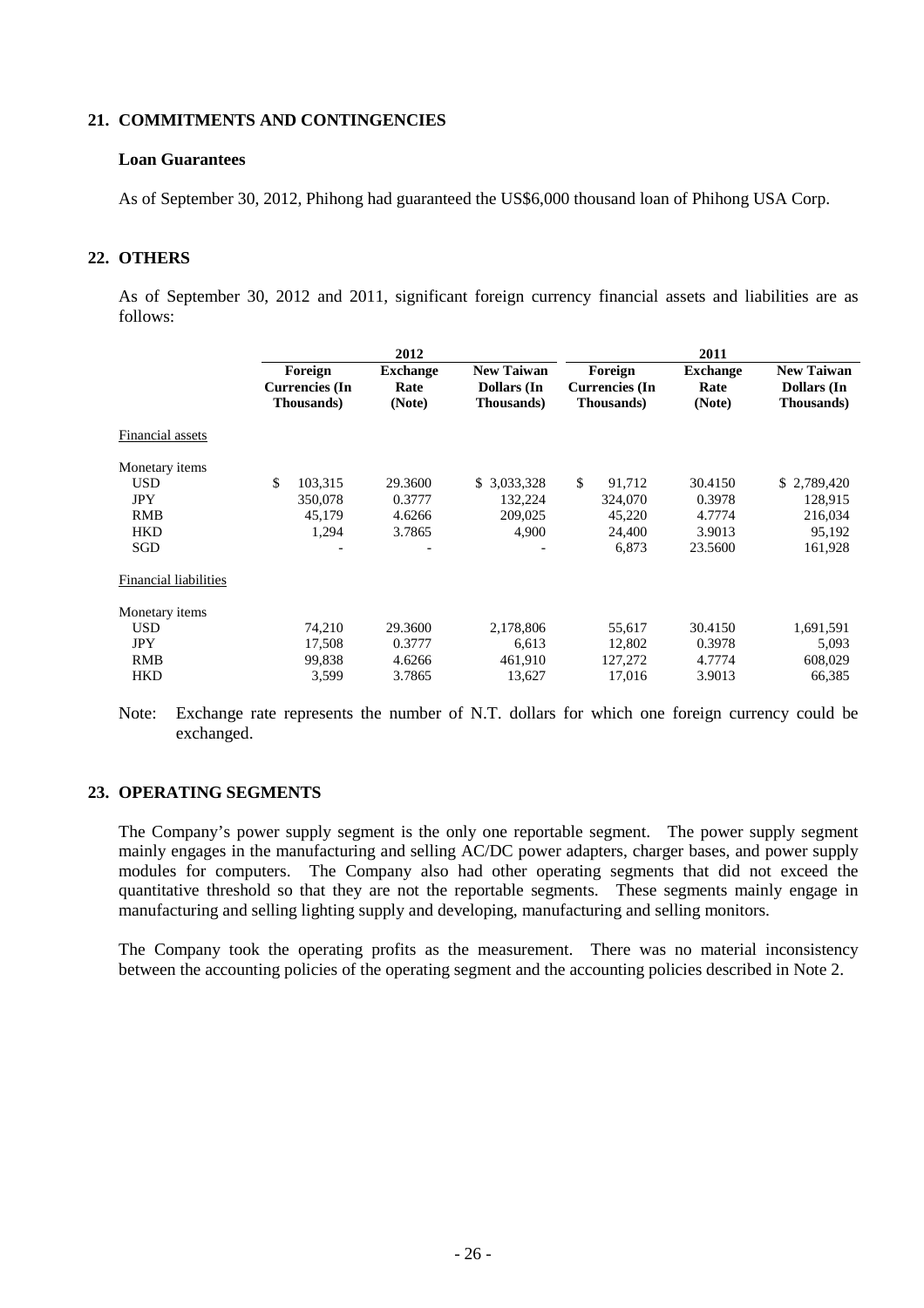## 21. COMMITMENTS AND CONTINGENCIES

### Loan Guarantees

As of September 30, 2012, Phihong had guaranteed the US$6,000 thousand loan of Phihong USA Corp.

## 22. OTHERS

As of September 30, 2012 and 2011, significant foreign currency financial assets and liabilities are as follows:

| | 2012 | | | 2011 | | |
|---|---|---|---|---|---|---|
| | Foreign Currencies (In Thousands) | Exchange Rate (Note) | New Taiwan Dollars (In Thousands) | Foreign Currencies (In Thousands) | Exchange Rate (Note) | New Taiwan Dollars (In Thousands) |
| Financial assets | | | | | | |
| Monetary items | | | | | | |
| USD | $ 103,315 | 29.3600 | $ 3,033,328 | $ 91,712 | 30.4150 | $ 2,789,420 |
| JPY | 350,078 | 0.3777 | 132,224 | 324,070 | 0.3978 | 128,915 |
| RMB | 45,179 | 4.6266 | 209,025 | 45,220 | 4.7774 | 216,034 |
| HKD | 1,294 | 3.7865 | 4,900 | 24,400 | 3.9013 | 95,192 |
| SGD | - | - | - | 6,873 | 23.5600 | 161,928 |
| Financial liabilities | | | | | | |
| Monetary items | | | | | | |
| USD | 74,210 | 29.3600 | 2,178,806 | 55,617 | 30.4150 | 1,691,591 |
| JPY | 17,508 | 0.3777 | 6,613 | 12,802 | 0.3978 | 5,093 |
| RMB | 99,838 | 4.6266 | 461,910 | 127,272 | 4.7774 | 608,029 |
| HKD | 3,599 | 3.7865 | 13,627 | 17,016 | 3.9013 | 66,385 |

Note: Exchange rate represents the number of N.T. dollars for which one foreign currency could be exchanged.

## 23. OPERATING SEGMENTS

The Company's power supply segment is the only one reportable segment. The power supply segment mainly engages in the manufacturing and selling AC/DC power adapters, charger bases, and power supply modules for computers. The Company also had other operating segments that did not exceed the quantitative threshold so that they are not the reportable segments. These segments mainly engage in manufacturing and selling lighting supply and developing, manufacturing and selling monitors.

The Company took the operating profits as the measurement. There was no material inconsistency between the accounting policies of the operating segment and the accounting policies described in Note 2.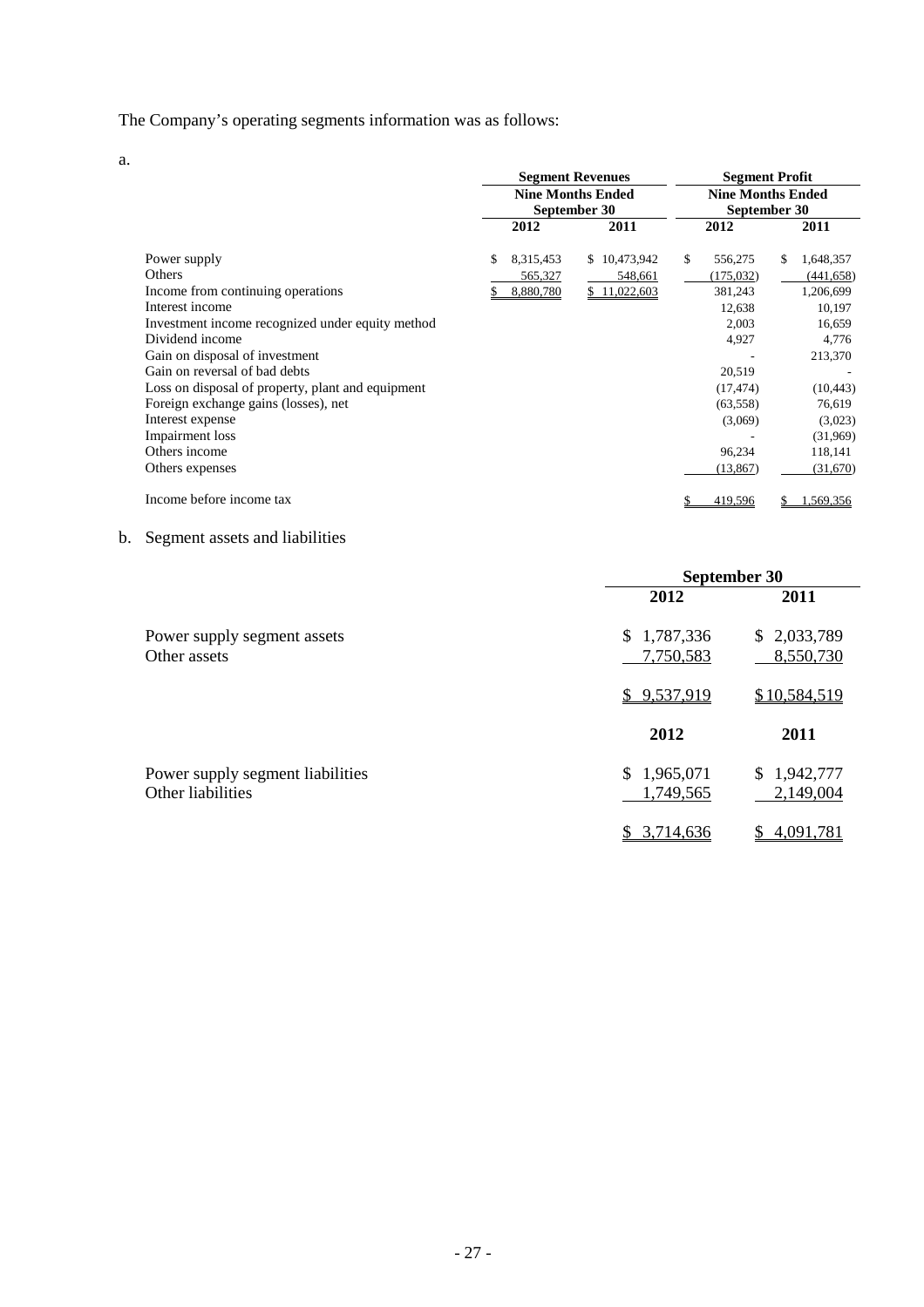The Company's operating segments information was as follows:

a.

| | Segment Revenues | | Segment Profit | |
|---|---|---|---|---|
| | Nine Months Ended September 30 | | Nine Months Ended September 30 | |
| | 2012 | 2011 | 2012 | 2011 |
| Power supply | $ 8,315,453 | $ 10,473,942 | $ 556,275 | $ 1,648,357 |
| Others | 565,327 | 548,661 | (175,032) | (441,658) |
| Income from continuing operations | $ 8,880,780 | $ 11,022,603 | 381,243 | 1,206,699 |
| Interest income | | | 12,638 | 10,197 |
| Investment income recognized under equity method | | | 2,003 | 16,659 |
| Dividend income | | | 4,927 | 4,776 |
| Gain on disposal of investment | | | - | 213,370 |
| Gain on reversal of bad debts | | | 20,519 | - |
| Loss on disposal of property, plant and equipment | | | (17,474) | (10,443) |
| Foreign exchange gains (losses), net | | | (63,558) | 76,619 |
| Interest expense | | | (3,069) | (3,023) |
| Impairment loss | | | - | (31,969) |
| Others income | | | 96,234 | 118,141 |
| Others expenses | | | (13,867) | (31,670) |
| Income before income tax | | | $ 419,596 | $ 1,569,356 |

b. Segment assets and liabilities

| | September 30 | |
|---|---|---|
| | 2012 | 2011 |
| Power supply segment assets | $ 1,787,336 | $ 2,033,789 |
| Other assets | 7,750,583 | 8,550,730 |
| | $ 9,537,919 | $ 10,584,519 |
| | 2012 | 2011 |
| Power supply segment liabilities | $ 1,965,071 | $ 1,942,777 |
| Other liabilities | 1,749,565 | 2,149,004 |
| | $ 3,714,636 | $ 4,091,781 |